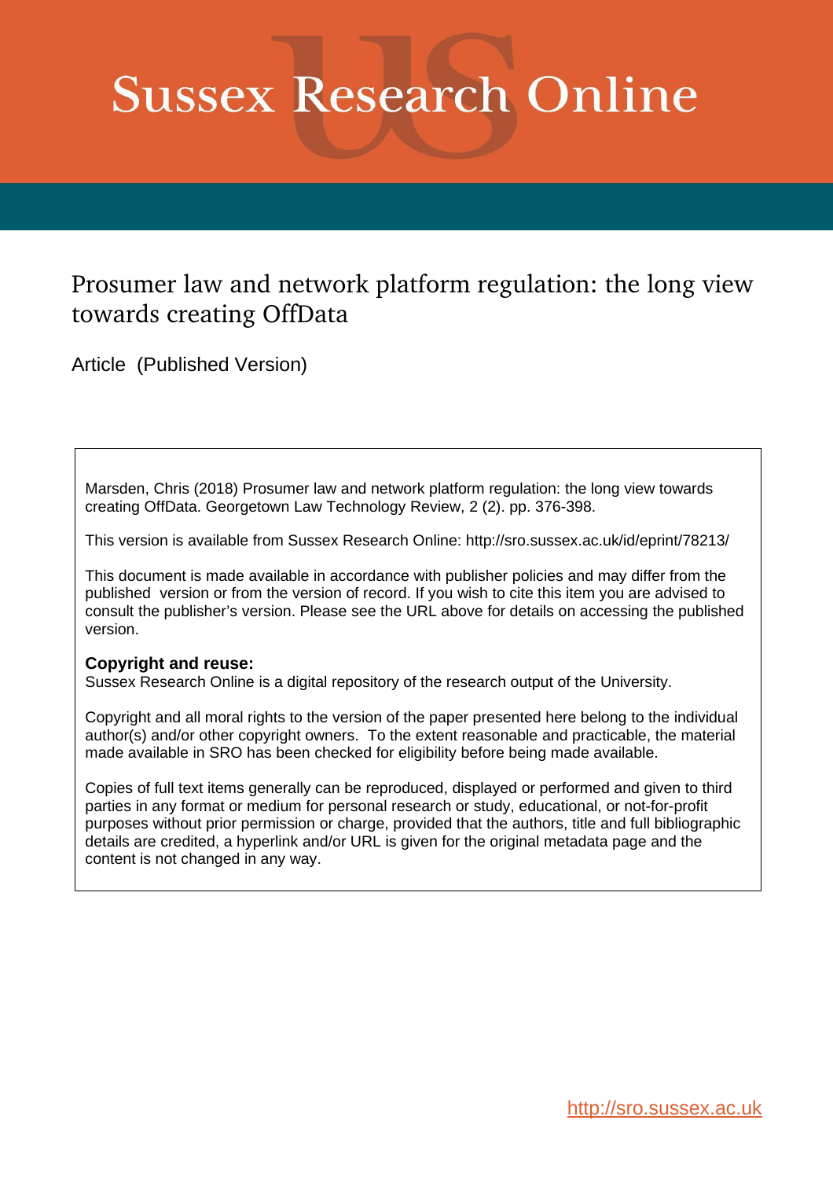# Sussex Research Online

## Prosumer law and network platform regulation: the long view towards creating OffData

Article (Published Version)

Marsden, Chris (2018) Prosumer law and network platform regulation: the long view towards creating OffData. Georgetown Law Technology Review, 2 (2). pp. 376-398.

This version is available from Sussex Research Online: http://sro.sussex.ac.uk/id/eprint/78213/

This document is made available in accordance with publisher policies and may differ from the published version or from the version of record. If you wish to cite this item you are advised to consult the publisher's version. Please see the URL above for details on accessing the published version.

**Copyright and reuse:**
Sussex Research Online is a digital repository of the research output of the University.

Copyright and all moral rights to the version of the paper presented here belong to the individual author(s) and/or other copyright owners. To the extent reasonable and practicable, the material made available in SRO has been checked for eligibility before being made available.

Copies of full text items generally can be reproduced, displayed or performed and given to third parties in any format or medium for personal research or study, educational, or not-for-profit purposes without prior permission or charge, provided that the authors, title and full bibliographic details are credited, a hyperlink and/or URL is given for the original metadata page and the content is not changed in any way.

http://sro.sussex.ac.uk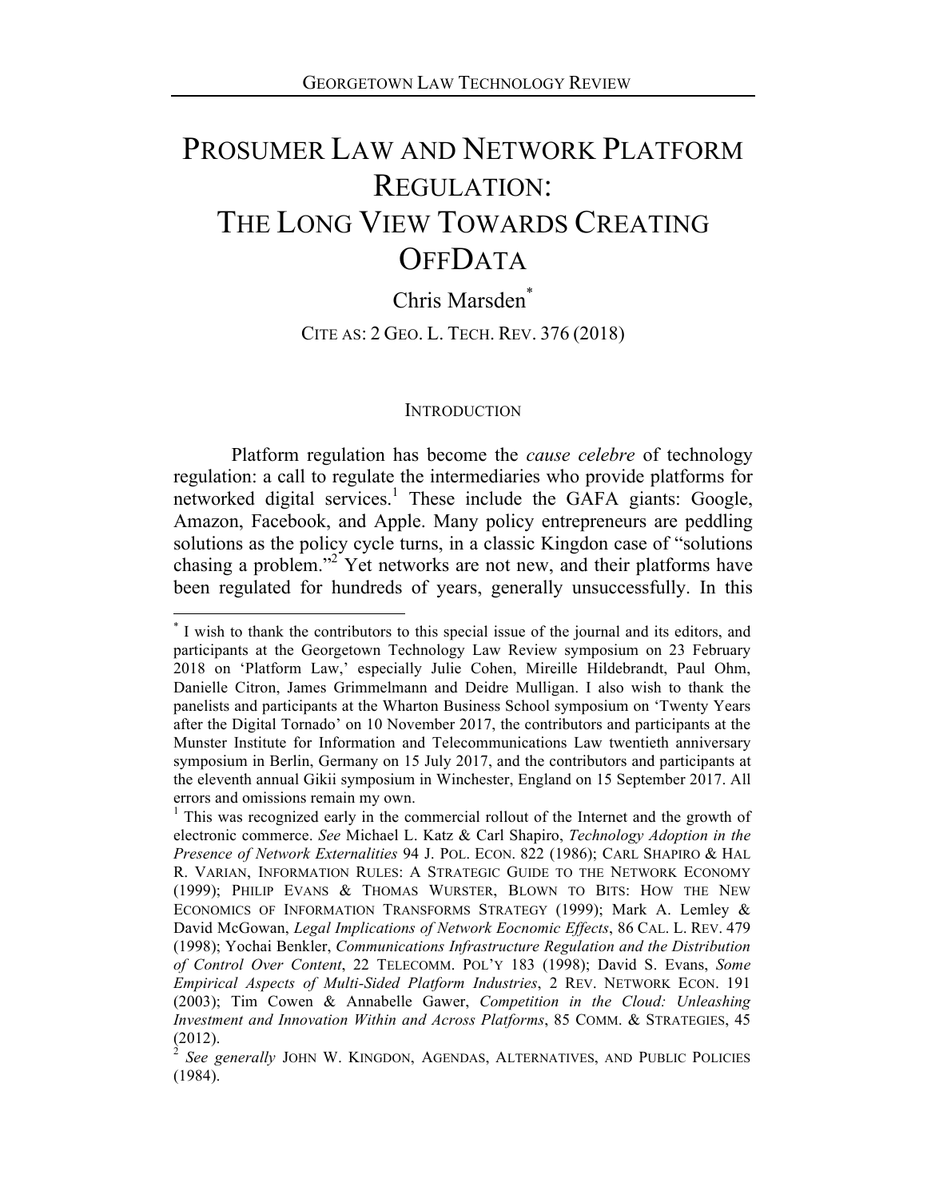# PROSUMER LAW AND NETWORK PLATFORM REGULATION: THE LONG VIEW TOWARDS CREATING OFFDATA

Chris Marsden[*]

CITE AS: 2 GEO. L. TECH. REV. 376 (2018)

## INTRODUCTION

Platform regulation has become the *cause celebre* of technology regulation: a call to regulate the intermediaries who provide platforms for networked digital services.[1] These include the GAFA giants: Google, Amazon, Facebook, and Apple. Many policy entrepreneurs are peddling solutions as the policy cycle turns, in a classic Kingdon case of "solutions chasing a problem."[2] Yet networks are not new, and their platforms have been regulated for hundreds of years, generally unsuccessfully. In this

---

[*] I wish to thank the contributors to this special issue of the journal and its editors, and participants at the Georgetown Technology Law Review symposium on 23 February 2018 on 'Platform Law,' especially Julie Cohen, Mireille Hildebrandt, Paul Ohm, Danielle Citron, James Grimmelmann and Deidre Mulligan. I also wish to thank the panelists and participants at the Wharton Business School symposium on 'Twenty Years after the Digital Tornado' on 10 November 2017, the contributors and participants at the Munster Institute for Information and Telecommunications Law twentieth anniversary symposium in Berlin, Germany on 15 July 2017, and the contributors and participants at the eleventh annual Gikii symposium in Winchester, England on 15 September 2017. All errors and omissions remain my own.

[1] This was recognized early in the commercial rollout of the Internet and the growth of electronic commerce. *See* Michael L. Katz & Carl Shapiro, *Technology Adoption in the Presence of Network Externalities* 94 J. POL. ECON. 822 (1986); CARL SHAPIRO & HAL R. VARIAN, INFORMATION RULES: A STRATEGIC GUIDE TO THE NETWORK ECONOMY (1999); PHILIP EVANS & THOMAS WURSTER, BLOWN TO BITS: HOW THE NEW ECONOMICS OF INFORMATION TRANSFORMS STRATEGY (1999); Mark A. Lemley & David McGowan, *Legal Implications of Network Eocnomic Effects*, 86 CAL. L. REV. 479 (1998); Yochai Benkler, *Communications Infrastructure Regulation and the Distribution of Control Over Content*, 22 TELECOMM. POL'Y 183 (1998); David S. Evans, *Some Empirical Aspects of Multi-Sided Platform Industries*, 2 REV. NETWORK ECON. 191 (2003); Tim Cowen & Annabelle Gawer, *Competition in the Cloud: Unleashing Investment and Innovation Within and Across Platforms*, 85 COMM. & STRATEGIES, 45 (2012).

[2] *See generally* JOHN W. KINGDON, AGENDAS, ALTERNATIVES, AND PUBLIC POLICIES (1984).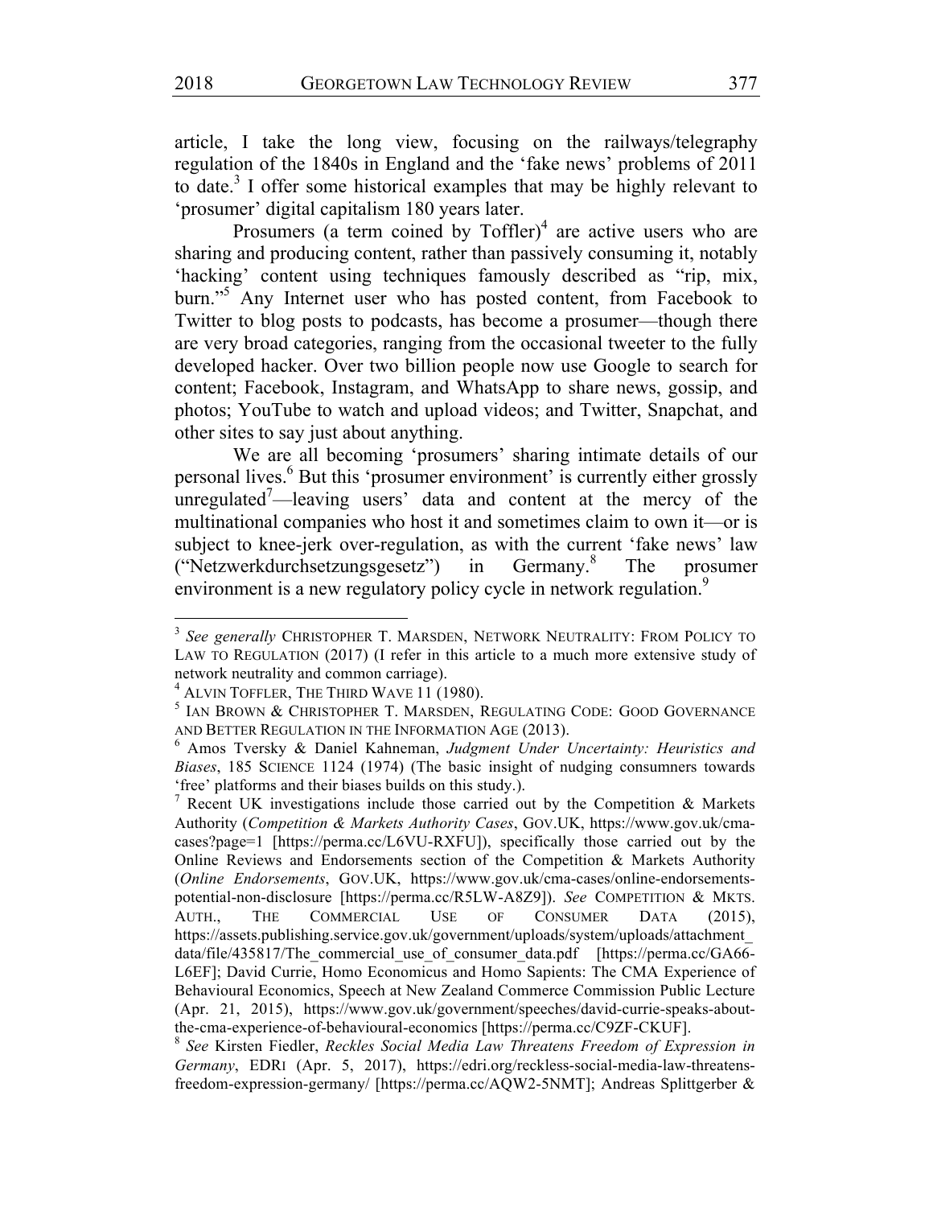article, I take the long view, focusing on the railways/telegraphy regulation of the 1840s in England and the 'fake news' problems of 2011 to date.[3] I offer some historical examples that may be highly relevant to 'prosumer' digital capitalism 180 years later.

Prosumers (a term coined by Toffler)[4] are active users who are sharing and producing content, rather than passively consuming it, notably 'hacking' content using techniques famously described as "rip, mix, burn."[5] Any Internet user who has posted content, from Facebook to Twitter to blog posts to podcasts, has become a prosumer—though there are very broad categories, ranging from the occasional tweeter to the fully developed hacker. Over two billion people now use Google to search for content; Facebook, Instagram, and WhatsApp to share news, gossip, and photos; YouTube to watch and upload videos; and Twitter, Snapchat, and other sites to say just about anything.

We are all becoming 'prosumers' sharing intimate details of our personal lives.[6] But this 'prosumer environment' is currently either grossly unregulated[7]—leaving users' data and content at the mercy of the multinational companies who host it and sometimes claim to own it—or is subject to knee-jerk over-regulation, as with the current 'fake news' law ("Netzwerkdurchsetzungsgesetz") in Germany.[8] The prosumer environment is a new regulatory policy cycle in network regulation.[9]

---

[3] *See generally* CHRISTOPHER T. MARSDEN, NETWORK NEUTRALITY: FROM POLICY TO LAW TO REGULATION (2017) (I refer in this article to a much more extensive study of network neutrality and common carriage).

[4] ALVIN TOFFLER, THE THIRD WAVE 11 (1980).

[5] IAN BROWN & CHRISTOPHER T. MARSDEN, REGULATING CODE: GOOD GOVERNANCE AND BETTER REGULATION IN THE INFORMATION AGE (2013).

[6] Amos Tversky & Daniel Kahneman, *Judgment Under Uncertainty: Heuristics and Biases*, 185 SCIENCE 1124 (1974) (The basic insight of nudging consumners towards 'free' platforms and their biases builds on this study.).

[7] Recent UK investigations include those carried out by the Competition & Markets Authority (*Competition & Markets Authority Cases*, GOV.UK, https://www.gov.uk/cma-cases?page=1 [https://perma.cc/L6VU-RXFU]), specifically those carried out by the Online Reviews and Endorsements section of the Competition & Markets Authority (*Online Endorsements*, GOV.UK, https://www.gov.uk/cma-cases/online-endorsements-potential-non-disclosure [https://perma.cc/R5LW-A8Z9]). *See* COMPETITION & MKTS. AUTH., THE COMMERCIAL USE OF CONSUMER DATA (2015), https://assets.publishing.service.gov.uk/government/uploads/system/uploads/attachment_data/file/435817/The_commercial_use_of_consumer_data.pdf [https://perma.cc/GA66-L6EF]; David Currie, Homo Economicus and Homo Sapients: The CMA Experience of Behavioural Economics, Speech at New Zealand Commerce Commission Public Lecture (Apr. 21, 2015), https://www.gov.uk/government/speeches/david-currie-speaks-about-the-cma-experience-of-behavioural-economics [https://perma.cc/C9ZF-CKUF].

[8] *See* Kirsten Fiedler, *Reckles Social Media Law Threatens Freedom of Expression in Germany*, EDRI (Apr. 5, 2017), https://edri.org/reckless-social-media-law-threatens-freedom-expression-germany/ [https://perma.cc/AQW2-5NMT]; Andreas Splittgerber &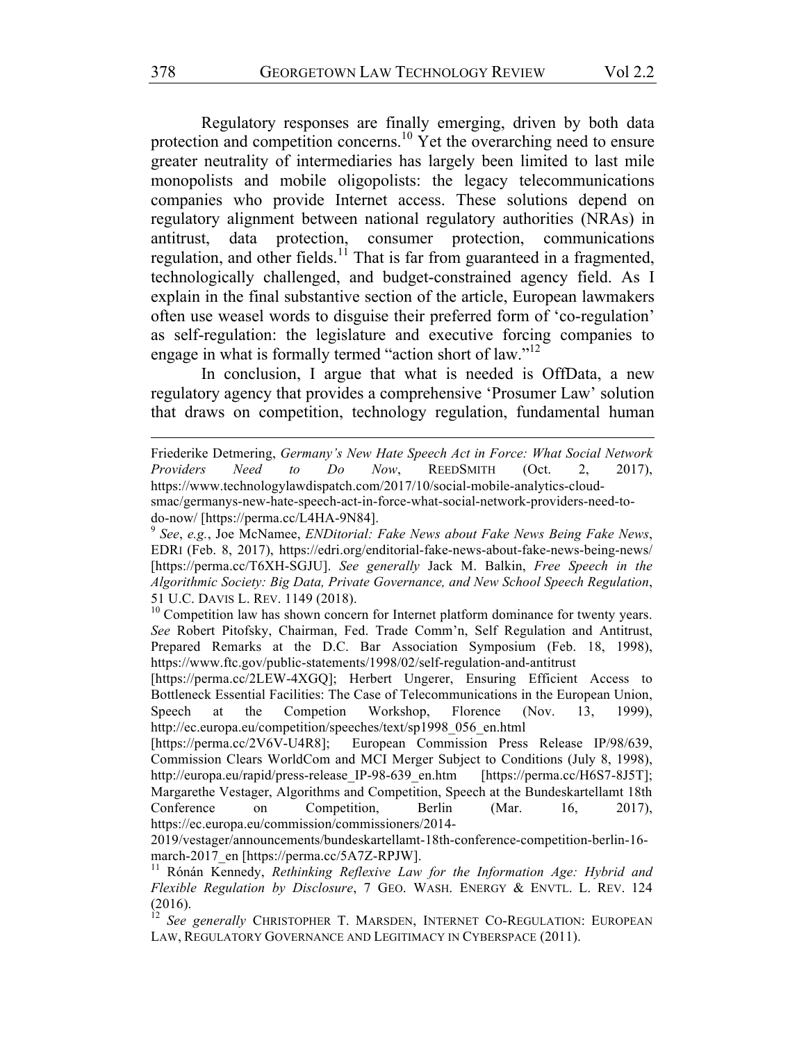Regulatory responses are finally emerging, driven by both data protection and competition concerns.[10] Yet the overarching need to ensure greater neutrality of intermediaries has largely been limited to last mile monopolists and mobile oligopolists: the legacy telecommunications companies who provide Internet access. These solutions depend on regulatory alignment between national regulatory authorities (NRAs) in antitrust, data protection, consumer protection, communications regulation, and other fields.[11] That is far from guaranteed in a fragmented, technologically challenged, and budget-constrained agency field. As I explain in the final substantive section of the article, European lawmakers often use weasel words to disguise their preferred form of 'co-regulation' as self-regulation: the legislature and executive forcing companies to engage in what is formally termed "action short of law."[12]

In conclusion, I argue that what is needed is OffData, a new regulatory agency that provides a comprehensive 'Prosumer Law' solution that draws on competition, technology regulation, fundamental human

---

Friederike Detmering, *Germany's New Hate Speech Act in Force: What Social Network Providers Need to Do Now*, REEDSMITH (Oct. 2, 2017), https://www.technologylawdispatch.com/2017/10/social-mobile-analytics-cloud-smac/germanys-new-hate-speech-act-in-force-what-social-network-providers-need-to-do-now/ [https://perma.cc/L4HA-9N84].

[9] *See*, *e.g.*, Joe McNamee, *ENDitorial: Fake News about Fake News Being Fake News*, EDRI (Feb. 8, 2017), https://edri.org/enditorial-fake-news-about-fake-news-being-news/ [https://perma.cc/T6XH-SGJU]. *See generally* Jack M. Balkin, *Free Speech in the Algorithmic Society: Big Data, Private Governance, and New School Speech Regulation*, 51 U.C. DAVIS L. REV. 1149 (2018).

[10] Competition law has shown concern for Internet platform dominance for twenty years. *See* Robert Pitofsky, Chairman, Fed. Trade Comm'n, Self Regulation and Antitrust, Prepared Remarks at the D.C. Bar Association Symposium (Feb. 18, 1998), https://www.ftc.gov/public-statements/1998/02/self-regulation-and-antitrust [https://perma.cc/2LEW-4XGQ]; Herbert Ungerer, Ensuring Efficient Access to Bottleneck Essential Facilities: The Case of Telecommunications in the European Union, Speech at the Competion Workshop, Florence (Nov. 13, 1999), http://ec.europa.eu/competition/speeches/text/sp1998_056_en.html [https://perma.cc/2V6V-U4R8]; European Commission Press Release IP/98/639, Commission Clears WorldCom and MCI Merger Subject to Conditions (July 8, 1998), http://europa.eu/rapid/press-release_IP-98-639_en.htm [https://perma.cc/H6S7-8J5T]; Margarethe Vestager, Algorithms and Competition, Speech at the Bundeskartellamt 18th Conference on Competition, Berlin (Mar. 16, 2017), https://ec.europa.eu/commission/commissioners/2014-2019/vestager/announcements/bundeskartellamt-18th-conference-competition-berlin-16-march-2017_en [https://perma.cc/5A7Z-RPJW].

[11] Rónán Kennedy, *Rethinking Reflexive Law for the Information Age: Hybrid and Flexible Regulation by Disclosure*, 7 GEO. WASH. ENERGY & ENVTL. L. REV. 124 (2016).

[12] *See generally* CHRISTOPHER T. MARSDEN, INTERNET CO-REGULATION: EUROPEAN LAW, REGULATORY GOVERNANCE AND LEGITIMACY IN CYBERSPACE (2011).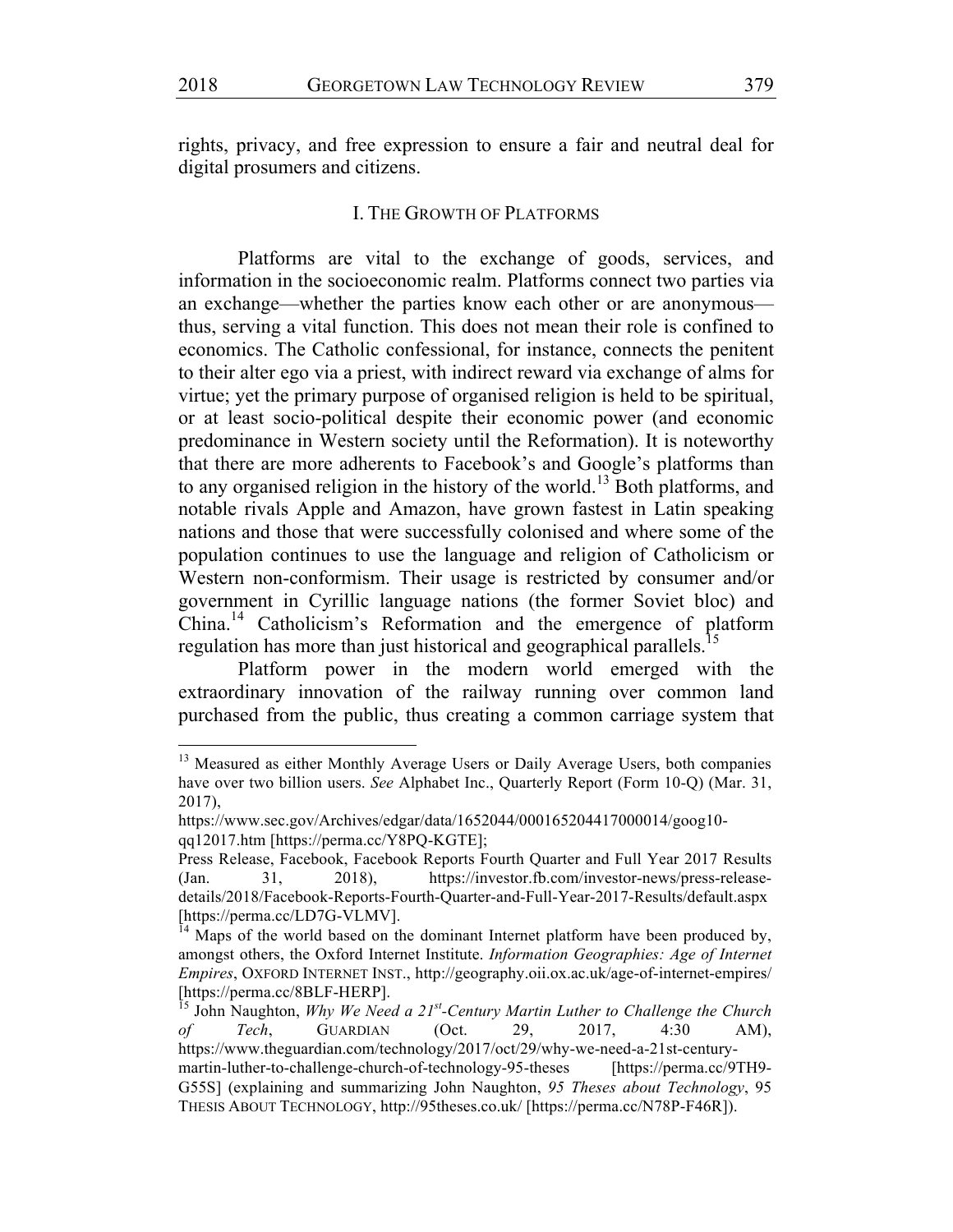rights, privacy, and free expression to ensure a fair and neutral deal for digital prosumers and citizens.

## I. The Growth of Platforms

Platforms are vital to the exchange of goods, services, and information in the socioeconomic realm. Platforms connect two parties via an exchange—whether the parties know each other or are anonymous—thus, serving a vital function. This does not mean their role is confined to economics. The Catholic confessional, for instance, connects the penitent to their alter ego via a priest, with indirect reward via exchange of alms for virtue; yet the primary purpose of organised religion is held to be spiritual, or at least socio-political despite their economic power (and economic predominance in Western society until the Reformation). It is noteworthy that there are more adherents to Facebook's and Google's platforms than to any organised religion in the history of the world.[13] Both platforms, and notable rivals Apple and Amazon, have grown fastest in Latin speaking nations and those that were successfully colonised and where some of the population continues to use the language and religion of Catholicism or Western non-conformism. Their usage is restricted by consumer and/or government in Cyrillic language nations (the former Soviet bloc) and China.[14] Catholicism's Reformation and the emergence of platform regulation has more than just historical and geographical parallels.[15]

Platform power in the modern world emerged with the extraordinary innovation of the railway running over common land purchased from the public, thus creating a common carriage system that

---

[13] Measured as either Monthly Average Users or Daily Average Users, both companies have over two billion users. *See* Alphabet Inc., Quarterly Report (Form 10-Q) (Mar. 31, 2017), https://www.sec.gov/Archives/edgar/data/1652044/000165204417000014/goog10-qq12017.htm [https://perma.cc/Y8PQ-KGTE]; Press Release, Facebook, Facebook Reports Fourth Quarter and Full Year 2017 Results (Jan. 31, 2018), https://investor.fb.com/investor-news/press-release-details/2018/Facebook-Reports-Fourth-Quarter-and-Full-Year-2017-Results/default.aspx [https://perma.cc/LD7G-VLMV].

[14] Maps of the world based on the dominant Internet platform have been produced by, amongst others, the Oxford Internet Institute. *Information Geographies: Age of Internet Empires*, OXFORD INTERNET INST., http://geography.oii.ox.ac.uk/age-of-internet-empires/ [https://perma.cc/8BLF-HERP].

[15] John Naughton, *Why We Need a 21st-Century Martin Luther to Challenge the Church of Tech*, GUARDIAN (Oct. 29, 2017, 4:30 AM), https://www.theguardian.com/technology/2017/oct/29/why-we-need-a-21st-century-martin-luther-to-challenge-church-of-technology-95-theses [https://perma.cc/9TH9-G55S] (explaining and summarizing John Naughton, *95 Theses about Technology*, 95 THESIS ABOUT TECHNOLOGY, http://95theses.co.uk/ [https://perma.cc/N78P-F46R]).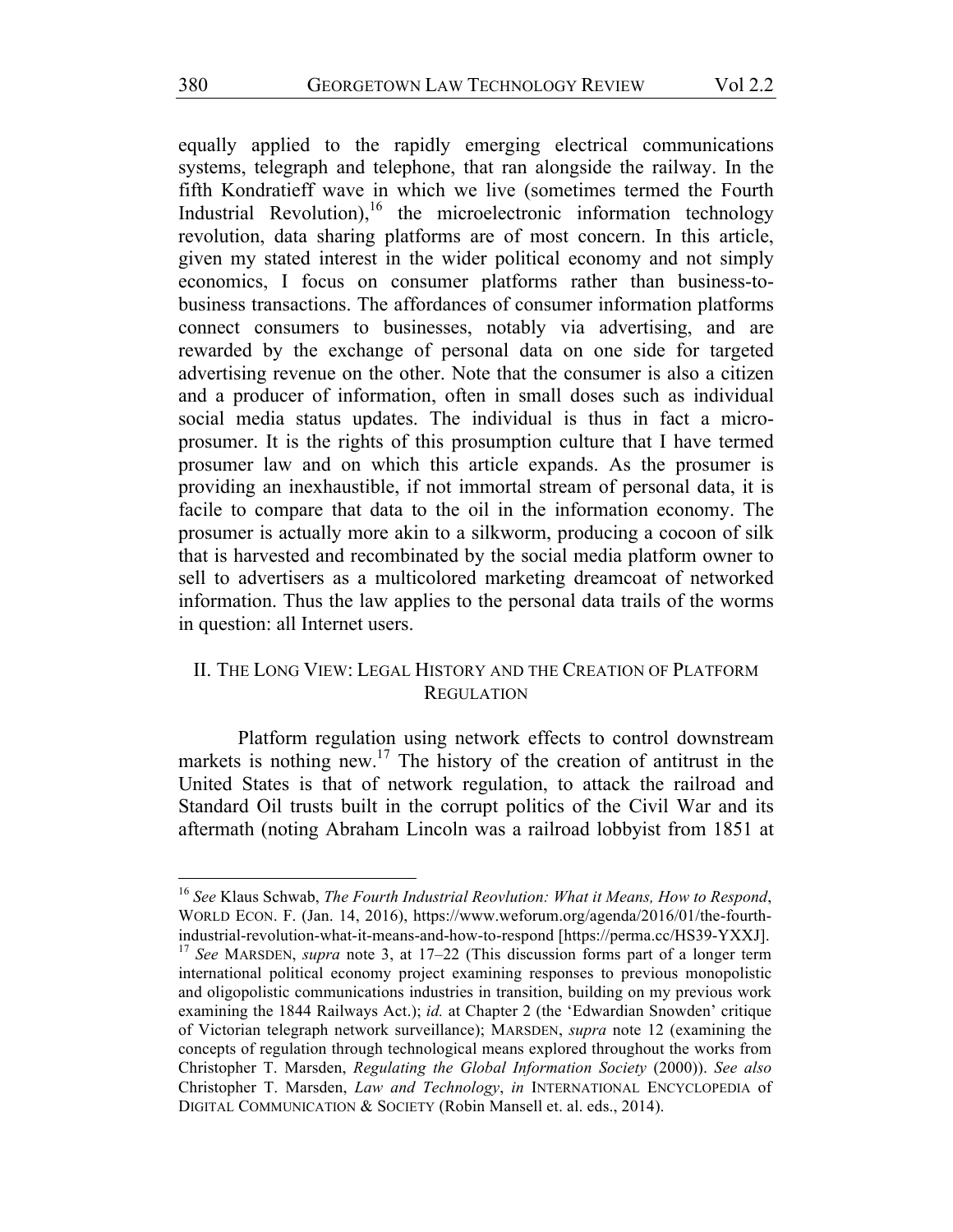equally applied to the rapidly emerging electrical communications systems, telegraph and telephone, that ran alongside the railway. In the fifth Kondratieff wave in which we live (sometimes termed the Fourth Industrial Revolution),[16] the microelectronic information technology revolution, data sharing platforms are of most concern. In this article, given my stated interest in the wider political economy and not simply economics, I focus on consumer platforms rather than business-to-business transactions. The affordances of consumer information platforms connect consumers to businesses, notably via advertising, and are rewarded by the exchange of personal data on one side for targeted advertising revenue on the other. Note that the consumer is also a citizen and a producer of information, often in small doses such as individual social media status updates. The individual is thus in fact a micro-prosumer. It is the rights of this prosumption culture that I have termed prosumer law and on which this article expands. As the prosumer is providing an inexhaustible, if not immortal stream of personal data, it is facile to compare that data to the oil in the information economy. The prosumer is actually more akin to a silkworm, producing a cocoon of silk that is harvested and recombinated by the social media platform owner to sell to advertisers as a multicolored marketing dreamcoat of networked information. Thus the law applies to the personal data trails of the worms in question: all Internet users.

## II. THE LONG VIEW: LEGAL HISTORY AND THE CREATION OF PLATFORM REGULATION

Platform regulation using network effects to control downstream markets is nothing new.[17] The history of the creation of antitrust in the United States is that of network regulation, to attack the railroad and Standard Oil trusts built in the corrupt politics of the Civil War and its aftermath (noting Abraham Lincoln was a railroad lobbyist from 1851 at

---

[16] *See* Klaus Schwab, *The Fourth Industrial Reovlution: What it Means, How to Respond*, WORLD ECON. F. (Jan. 14, 2016), https://www.weforum.org/agenda/2016/01/the-fourth-industrial-revolution-what-it-means-and-how-to-respond [https://perma.cc/HS39-YXXJ].

[17] *See* MARSDEN, *supra* note 3, at 17–22 (This discussion forms part of a longer term international political economy project examining responses to previous monopolistic and oligopolistic communications industries in transition, building on my previous work examining the 1844 Railways Act.); *id.* at Chapter 2 (the 'Edwardian Snowden' critique of Victorian telegraph network surveillance); MARSDEN, *supra* note 12 (examining the concepts of regulation through technological means explored throughout the works from Christopher T. Marsden, *Regulating the Global Information Society* (2000)). *See also* Christopher T. Marsden, *Law and Technology*, *in* INTERNATIONAL ENCYCLOPEDIA of DIGITAL COMMUNICATION & SOCIETY (Robin Mansell et. al. eds., 2014).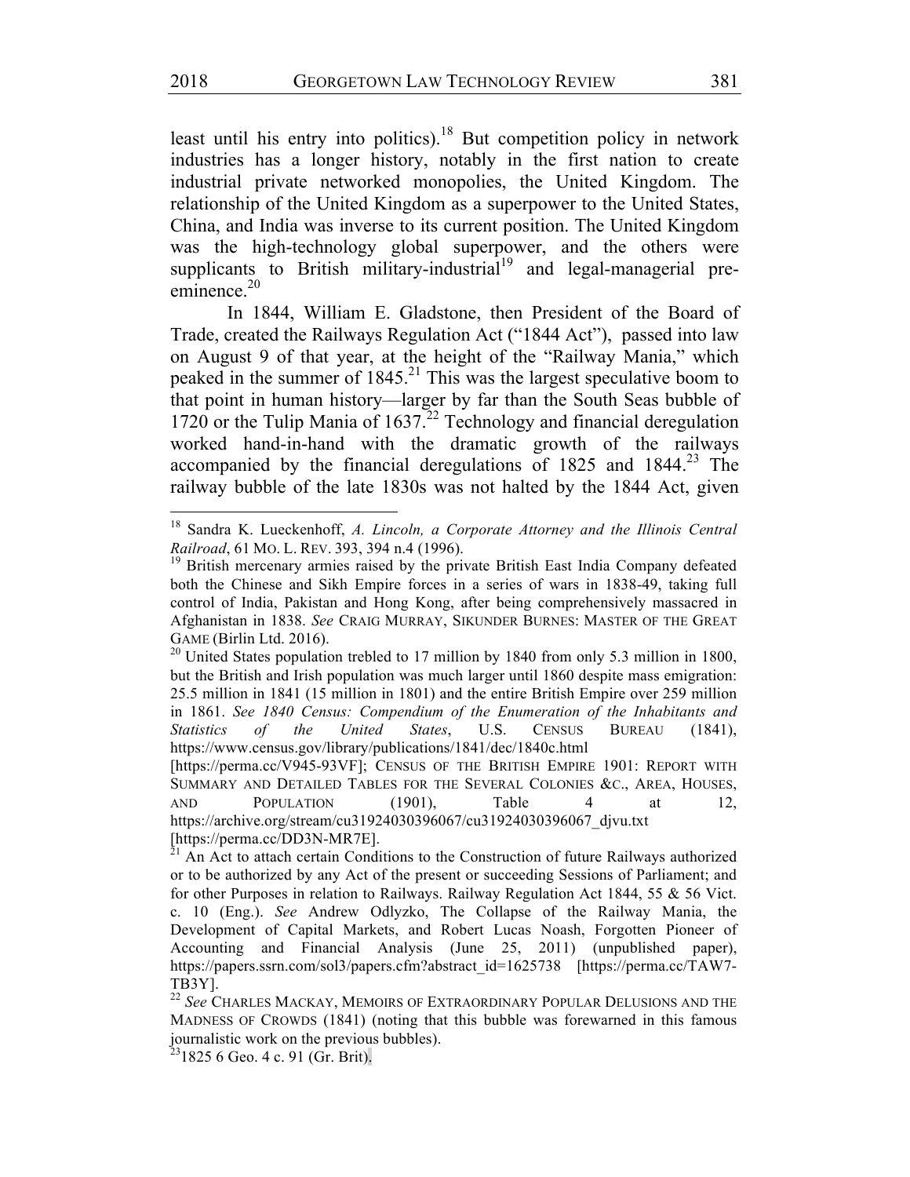least until his entry into politics).[18] But competition policy in network industries has a longer history, notably in the first nation to create industrial private networked monopolies, the United Kingdom. The relationship of the United Kingdom as a superpower to the United States, China, and India was inverse to its current position. The United Kingdom was the high-technology global superpower, and the others were supplicants to British military-industrial[19] and legal-managerial pre-eminence.[20]

In 1844, William E. Gladstone, then President of the Board of Trade, created the Railways Regulation Act ("1844 Act"), passed into law on August 9 of that year, at the height of the "Railway Mania," which peaked in the summer of 1845.[21] This was the largest speculative boom to that point in human history—larger by far than the South Seas bubble of 1720 or the Tulip Mania of 1637.[22] Technology and financial deregulation worked hand-in-hand with the dramatic growth of the railways accompanied by the financial deregulations of 1825 and 1844.[23] The railway bubble of the late 1830s was not halted by the 1844 Act, given

---

[18] Sandra K. Lueckenhoff, *A. Lincoln, a Corporate Attorney and the Illinois Central Railroad*, 61 MO. L. REV. 393, 394 n.4 (1996).

[19] British mercenary armies raised by the private British East India Company defeated both the Chinese and Sikh Empire forces in a series of wars in 1838-49, taking full control of India, Pakistan and Hong Kong, after being comprehensively massacred in Afghanistan in 1838. *See* CRAIG MURRAY, SIKUNDER BURNES: MASTER OF THE GREAT GAME (Birlin Ltd. 2016).

[20] United States population trebled to 17 million by 1840 from only 5.3 million in 1800, but the British and Irish population was much larger until 1860 despite mass emigration: 25.5 million in 1841 (15 million in 1801) and the entire British Empire over 259 million in 1861. *See 1840 Census: Compendium of the Enumeration of the Inhabitants and Statistics of the United States*, U.S. CENSUS BUREAU (1841), https://www.census.gov/library/publications/1841/dec/1840c.html [https://perma.cc/V945-93VF]; CENSUS OF THE BRITISH EMPIRE 1901: REPORT WITH SUMMARY AND DETAILED TABLES FOR THE SEVERAL COLONIES &C., AREA, HOUSES, AND POPULATION (1901), Table 4 at 12, https://archive.org/stream/cu31924030396067/cu31924030396067_djvu.txt [https://perma.cc/DD3N-MR7E].

[21] An Act to attach certain Conditions to the Construction of future Railways authorized or to be authorized by any Act of the present or succeeding Sessions of Parliament; and for other Purposes in relation to Railways. Railway Regulation Act 1844, 55 & 56 Vict. c. 10 (Eng.). *See* Andrew Odlyzko, The Collapse of the Railway Mania, the Development of Capital Markets, and Robert Lucas Noash, Forgotten Pioneer of Accounting and Financial Analysis (June 25, 2011) (unpublished paper), https://papers.ssrn.com/sol3/papers.cfm?abstract_id=1625738 [https://perma.cc/TAW7-TB3Y].

[22] *See* CHARLES MACKAY, MEMOIRS OF EXTRAORDINARY POPULAR DELUSIONS AND THE MADNESS OF CROWDS (1841) (noting that this bubble was forewarned in this famous journalistic work on the previous bubbles).

[23] 1825 6 Geo. 4 c. 91 (Gr. Brit).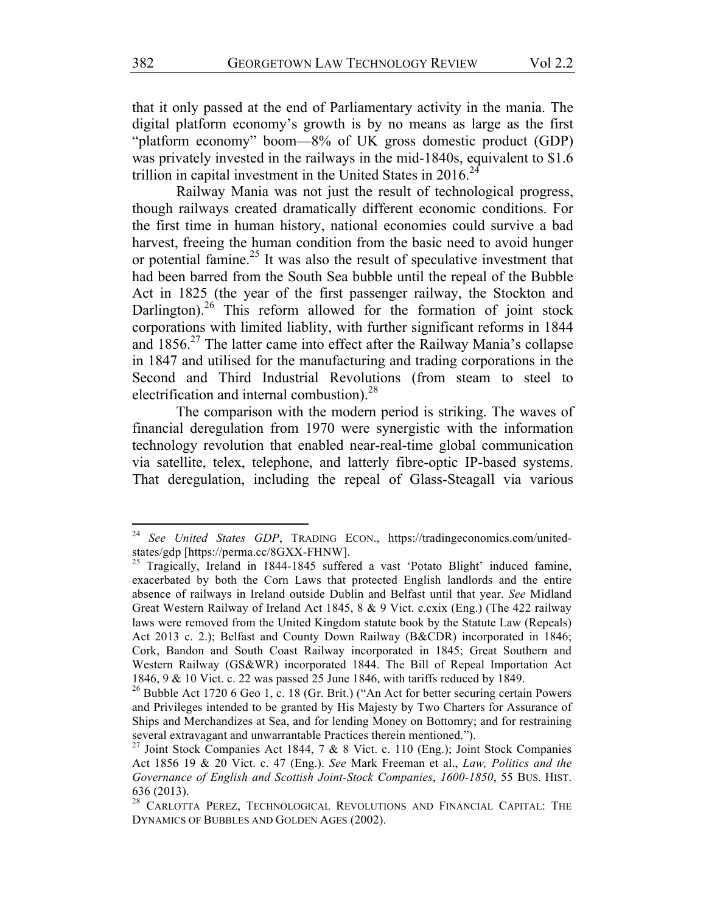that it only passed at the end of Parliamentary activity in the mania. The digital platform economy's growth is by no means as large as the first "platform economy" boom—8% of UK gross domestic product (GDP) was privately invested in the railways in the mid-1840s, equivalent to $1.6 trillion in capital investment in the United States in 2016.[24]

Railway Mania was not just the result of technological progress, though railways created dramatically different economic conditions. For the first time in human history, national economies could survive a bad harvest, freeing the human condition from the basic need to avoid hunger or potential famine.[25] It was also the result of speculative investment that had been barred from the South Sea bubble until the repeal of the Bubble Act in 1825 (the year of the first passenger railway, the Stockton and Darlington).[26] This reform allowed for the formation of joint stock corporations with limited liablity, with further significant reforms in 1844 and 1856.[27] The latter came into effect after the Railway Mania's collapse in 1847 and utilised for the manufacturing and trading corporations in the Second and Third Industrial Revolutions (from steam to steel to electrification and internal combustion).[28]

The comparison with the modern period is striking. The waves of financial deregulation from 1970 were synergistic with the information technology revolution that enabled near-real-time global communication via satellite, telex, telephone, and latterly fibre-optic IP-based systems. That deregulation, including the repeal of Glass-Steagall via various

---

[24] *See United States GDP*, TRADING ECON., https://tradingeconomics.com/united-states/gdp [https://perma.cc/8GXX-FHNW].

[25] Tragically, Ireland in 1844-1845 suffered a vast 'Potato Blight' induced famine, exacerbated by both the Corn Laws that protected English landlords and the entire absence of railways in Ireland outside Dublin and Belfast until that year. *See* Midland Great Western Railway of Ireland Act 1845, 8 & 9 Vict. c.cxix (Eng.) (The 422 railway laws were removed from the United Kingdom statute book by the Statute Law (Repeals) Act 2013 c. 2.); Belfast and County Down Railway (B&CDR) incorporated in 1846; Cork, Bandon and South Coast Railway incorporated in 1845; Great Southern and Western Railway (GS&WR) incorporated 1844. The Bill of Repeal Importation Act 1846, 9 & 10 Vict. c. 22 was passed 25 June 1846, with tariffs reduced by 1849.

[26] Bubble Act 1720 6 Geo 1, c. 18 (Gr. Brit.) ("An Act for better securing certain Powers and Privileges intended to be granted by His Majesty by Two Charters for Assurance of Ships and Merchandizes at Sea, and for lending Money on Bottomry; and for restraining several extravagant and unwarrantable Practices therein mentioned.").

[27] Joint Stock Companies Act 1844, 7 & 8 Vict. c. 110 (Eng.); Joint Stock Companies Act 1856 19 & 20 Vict. c. 47 (Eng.). *See* Mark Freeman et al., *Law, Politics and the Governance of English and Scottish Joint-Stock Companies*, *1600-1850*, 55 BUS. HIST. 636 (2013).

[28] CARLOTTA PEREZ, TECHNOLOGICAL REVOLUTIONS AND FINANCIAL CAPITAL: THE DYNAMICS OF BUBBLES AND GOLDEN AGES (2002).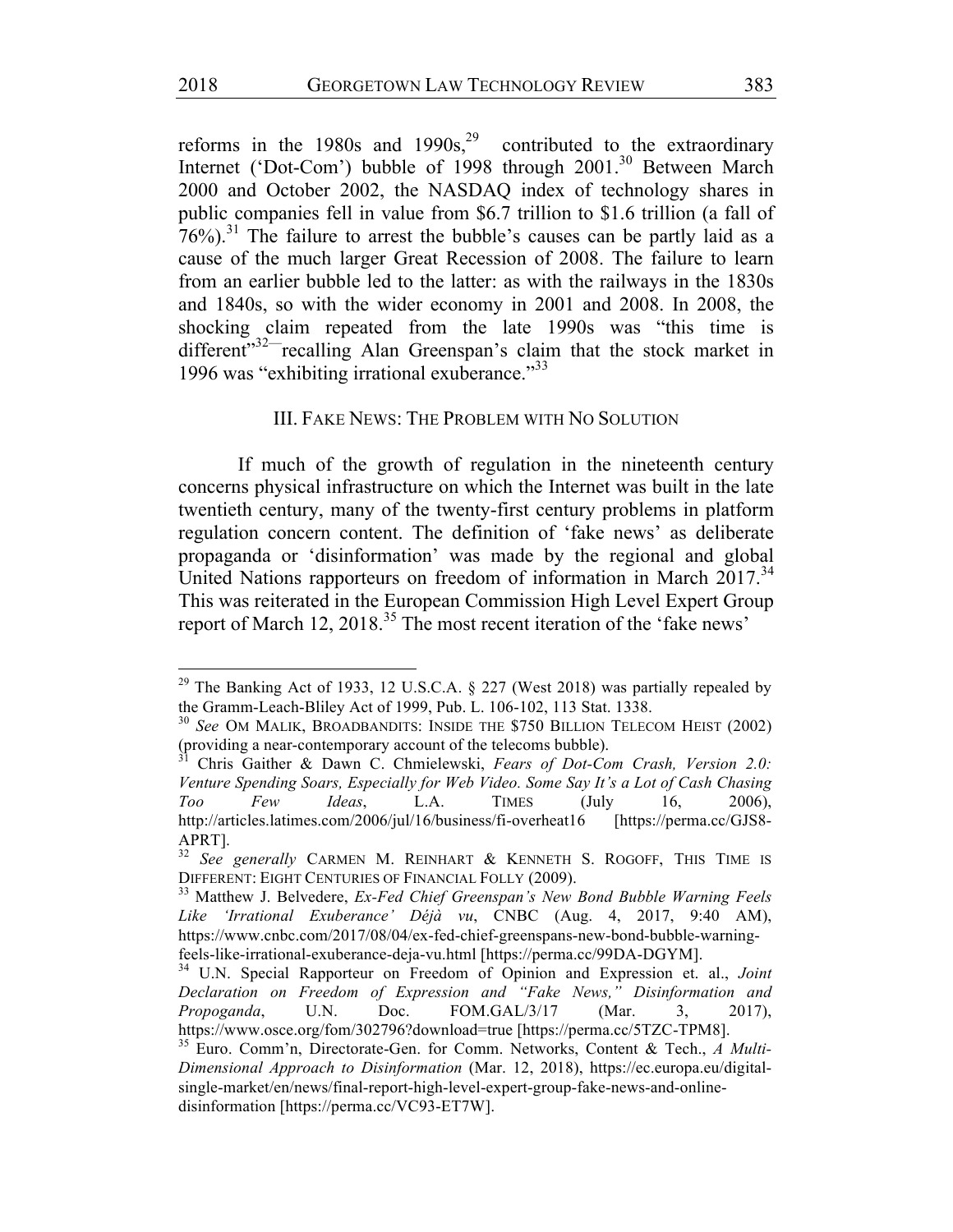reforms in the 1980s and 1990s,[29] contributed to the extraordinary Internet ('Dot-Com') bubble of 1998 through 2001.[30] Between March 2000 and October 2002, the NASDAQ index of technology shares in public companies fell in value from $6.7 trillion to $1.6 trillion (a fall of 76%).[31] The failure to arrest the bubble's causes can be partly laid as a cause of the much larger Great Recession of 2008. The failure to learn from an earlier bubble led to the latter: as with the railways in the 1830s and 1840s, so with the wider economy in 2001 and 2008. In 2008, the shocking claim repeated from the late 1990s was "this time is different"[32]—recalling Alan Greenspan's claim that the stock market in 1996 was "exhibiting irrational exuberance."[33]

## III. FAKE NEWS: THE PROBLEM WITH NO SOLUTION

If much of the growth of regulation in the nineteenth century concerns physical infrastructure on which the Internet was built in the late twentieth century, many of the twenty-first century problems in platform regulation concern content. The definition of 'fake news' as deliberate propaganda or 'disinformation' was made by the regional and global United Nations rapporteurs on freedom of information in March 2017.[34] This was reiterated in the European Commission High Level Expert Group report of March 12, 2018.[35] The most recent iteration of the 'fake news'

---

[29] The Banking Act of 1933, 12 U.S.C.A. § 227 (West 2018) was partially repealed by the Gramm-Leach-Bliley Act of 1999, Pub. L. 106-102, 113 Stat. 1338.

[30] *See* OM MALIK, BROADBANDITS: INSIDE THE $750 BILLION TELECOM HEIST (2002) (providing a near-contemporary account of the telecoms bubble).

[31] Chris Gaither & Dawn C. Chmielewski, *Fears of Dot-Com Crash, Version 2.0: Venture Spending Soars, Especially for Web Video. Some Say It's a Lot of Cash Chasing Too Few Ideas*, L.A. TIMES (July 16, 2006), http://articles.latimes.com/2006/jul/16/business/fi-overheat16 [https://perma.cc/GJS8-APRT].

[32] *See generally* CARMEN M. REINHART & KENNETH S. ROGOFF, THIS TIME IS DIFFERENT: EIGHT CENTURIES OF FINANCIAL FOLLY (2009).

[33] Matthew J. Belvedere, *Ex-Fed Chief Greenspan's New Bond Bubble Warning Feels Like 'Irrational Exuberance' Déjà vu*, CNBC (Aug. 4, 2017, 9:40 AM), https://www.cnbc.com/2017/08/04/ex-fed-chief-greenspans-new-bond-bubble-warning-feels-like-irrational-exuberance-deja-vu.html [https://perma.cc/99DA-DGYM].

[34] U.N. Special Rapporteur on Freedom of Opinion and Expression et. al., *Joint Declaration on Freedom of Expression and "Fake News," Disinformation and Propoganda*, U.N. Doc. FOM.GAL/3/17 (Mar. 3, 2017), https://www.osce.org/fom/302796?download=true [https://perma.cc/5TZC-TPM8].

[35] Euro. Comm'n, Directorate-Gen. for Comm. Networks, Content & Tech., *A Multi-Dimensional Approach to Disinformation* (Mar. 12, 2018), https://ec.europa.eu/digital-single-market/en/news/final-report-high-level-expert-group-fake-news-and-online-disinformation [https://perma.cc/VC93-ET7W].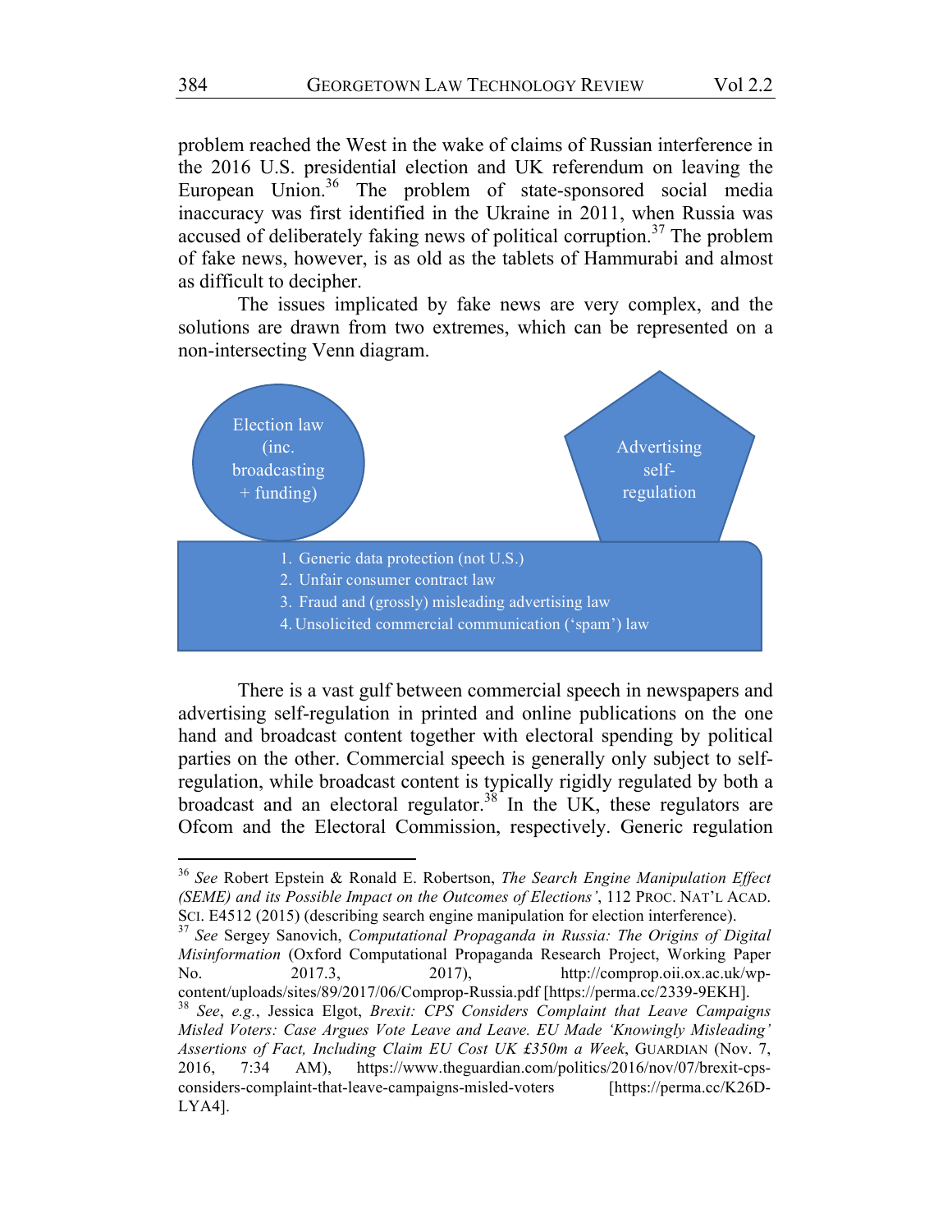problem reached the West in the wake of claims of Russian interference in the 2016 U.S. presidential election and UK referendum on leaving the European Union.[36] The problem of state-sponsored social media inaccuracy was first identified in the Ukraine in 2011, when Russia was accused of deliberately faking news of political corruption.[37] The problem of fake news, however, is as old as the tablets of Hammurabi and almost as difficult to decipher.

The issues implicated by fake news are very complex, and the solutions are drawn from two extremes, which can be represented on a non-intersecting Venn diagram.

Election law (inc. broadcasting + funding)

Advertising self-regulation

1. Generic data protection (not U.S.)
2. Unfair consumer contract law
3. Fraud and (grossly) misleading advertising law
4. Unsolicited commercial communication ('spam') law

There is a vast gulf between commercial speech in newspapers and advertising self-regulation in printed and online publications on the one hand and broadcast content together with electoral spending by political parties on the other. Commercial speech is generally only subject to self-regulation, while broadcast content is typically rigidly regulated by both a broadcast and an electoral regulator.[38] In the UK, these regulators are Ofcom and the Electoral Commission, respectively. Generic regulation

---

[36] *See* Robert Epstein & Ronald E. Robertson, *The Search Engine Manipulation Effect (SEME) and its Possible Impact on the Outcomes of Elections'*, 112 PROC. NAT'L ACAD. SCI. E4512 (2015) (describing search engine manipulation for election interference).

[37] *See* Sergey Sanovich, *Computational Propaganda in Russia: The Origins of Digital Misinformation* (Oxford Computational Propaganda Research Project, Working Paper No. 2017.3, 2017), http://comprop.oii.ox.ac.uk/wp-content/uploads/sites/89/2017/06/Comprop-Russia.pdf [https://perma.cc/2339-9EKH].

[38] *See*, *e.g.*, Jessica Elgot, *Brexit: CPS Considers Complaint that Leave Campaigns Misled Voters: Case Argues Vote Leave and Leave. EU Made 'Knowingly Misleading' Assertions of Fact, Including Claim EU Cost UK £350m a Week*, GUARDIAN (Nov. 7, 2016, 7:34 AM), https://www.theguardian.com/politics/2016/nov/07/brexit-cps-considers-complaint-that-leave-campaigns-misled-voters [https://perma.cc/K26D-LYA4].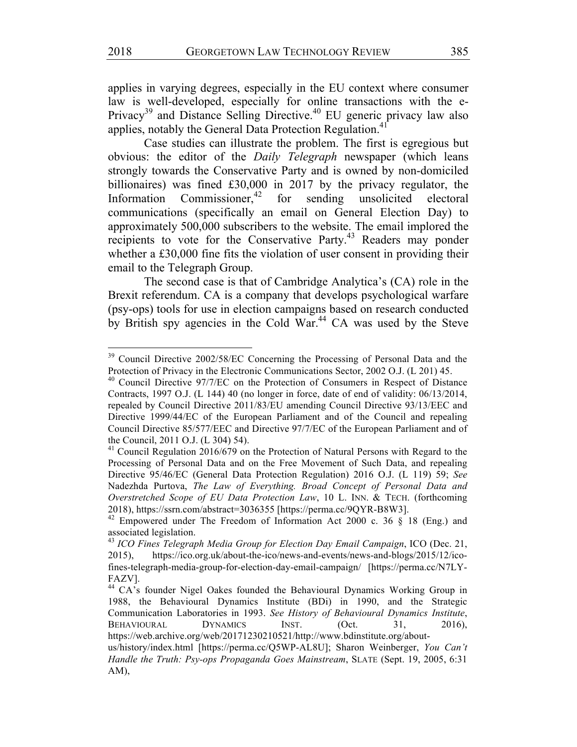applies in varying degrees, especially in the EU context where consumer law is well-developed, especially for online transactions with the e-Privacy[39] and Distance Selling Directive.[40] EU generic privacy law also applies, notably the General Data Protection Regulation.[41]

Case studies can illustrate the problem. The first is egregious but obvious: the editor of the *Daily Telegraph* newspaper (which leans strongly towards the Conservative Party and is owned by non-domiciled billionaires) was fined £30,000 in 2017 by the privacy regulator, the Information Commissioner,[42] for sending unsolicited electoral communications (specifically an email on General Election Day) to approximately 500,000 subscribers to the website. The email implored the recipients to vote for the Conservative Party.[43] Readers may ponder whether a £30,000 fine fits the violation of user consent in providing their email to the Telegraph Group.

The second case is that of Cambridge Analytica's (CA) role in the Brexit referendum. CA is a company that develops psychological warfare (psy-ops) tools for use in election campaigns based on research conducted by British spy agencies in the Cold War.[44] CA was used by the Steve

---

[39] Council Directive 2002/58/EC Concerning the Processing of Personal Data and the Protection of Privacy in the Electronic Communications Sector, 2002 O.J. (L 201) 45.

[40] Council Directive 97/7/EC on the Protection of Consumers in Respect of Distance Contracts, 1997 O.J. (L 144) 40 (no longer in force, date of end of validity: 06/13/2014, repealed by Council Directive 2011/83/EU amending Council Directive 93/13/EEC and Directive 1999/44/EC of the European Parliament and of the Council and repealing Council Directive 85/577/EEC and Directive 97/7/EC of the European Parliament and of the Council, 2011 O.J. (L 304) 54).

[41] Council Regulation 2016/679 on the Protection of Natural Persons with Regard to the Processing of Personal Data and on the Free Movement of Such Data, and repealing Directive 95/46/EC (General Data Protection Regulation) 2016 O.J. (L 119) 59; *See* Nadezhda Purtova, *The Law of Everything. Broad Concept of Personal Data and Overstretched Scope of EU Data Protection Law*, 10 L. INN. & TECH. (forthcoming 2018), https://ssrn.com/abstract=3036355 [https://perma.cc/9QYR-B8W3].

[42] Empowered under The Freedom of Information Act 2000 c. 36 § 18 (Eng.) and associated legislation.

[43] *ICO Fines Telegraph Media Group for Election Day Email Campaign*, ICO (Dec. 21, 2015), https://ico.org.uk/about-the-ico/news-and-events/news-and-blogs/2015/12/ico-fines-telegraph-media-group-for-election-day-email-campaign/ [https://perma.cc/N7LY-FAZV].

[44] CA's founder Nigel Oakes founded the Behavioural Dynamics Working Group in 1988, the Behavioural Dynamics Institute (BDi) in 1990, and the Strategic Communication Laboratories in 1993. *See History of Behavioural Dynamics Institute*, BEHAVIOURAL DYNAMICS INST. (Oct. 31, 2016), https://web.archive.org/web/20171230210521/http://www.bdinstitute.org/about-us/history/index.html [https://perma.cc/Q5WP-AL8U]; Sharon Weinberger, *You Can't Handle the Truth: Psy-ops Propaganda Goes Mainstream*, SLATE (Sept. 19, 2005, 6:31 AM),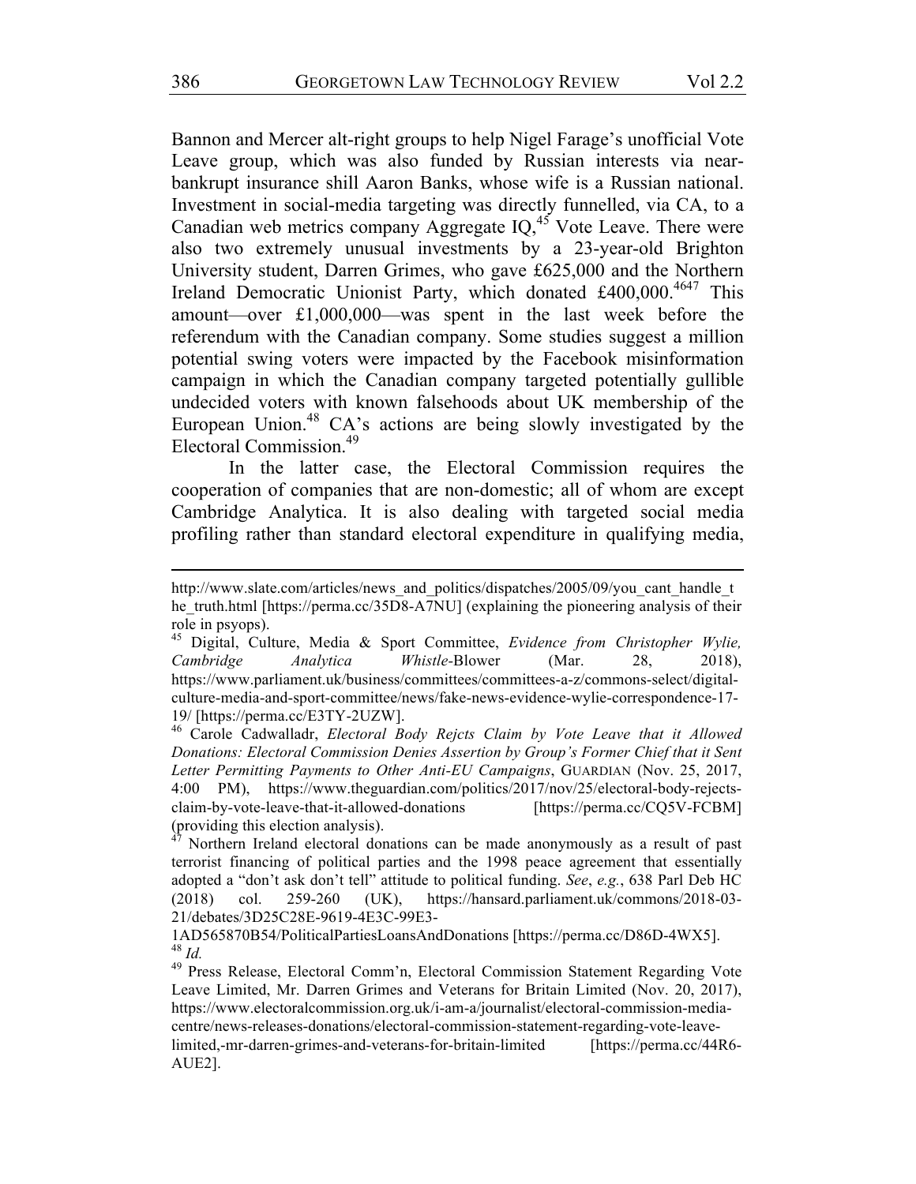Bannon and Mercer alt-right groups to help Nigel Farage's unofficial Vote Leave group, which was also funded by Russian interests via near-bankrupt insurance shill Aaron Banks, whose wife is a Russian national. Investment in social-media targeting was directly funnelled, via CA, to a Canadian web metrics company Aggregate IQ,[45] Vote Leave. There were also two extremely unusual investments by a 23-year-old Brighton University student, Darren Grimes, who gave £625,000 and the Northern Ireland Democratic Unionist Party, which donated £400,000.[46][47] This amount—over £1,000,000—was spent in the last week before the referendum with the Canadian company. Some studies suggest a million potential swing voters were impacted by the Facebook misinformation campaign in which the Canadian company targeted potentially gullible undecided voters with known falsehoods about UK membership of the European Union.[48] CA's actions are being slowly investigated by the Electoral Commission.[49]

In the latter case, the Electoral Commission requires the cooperation of companies that are non-domestic; all of whom are except Cambridge Analytica. It is also dealing with targeted social media profiling rather than standard electoral expenditure in qualifying media,

---

http://www.slate.com/articles/news_and_politics/dispatches/2005/09/you_cant_handle_the_truth.html [https://perma.cc/35D8-A7NU] (explaining the pioneering analysis of their role in psyops).

[45] Digital, Culture, Media & Sport Committee, *Evidence from Christopher Wylie, Cambridge Analytica Whistle*-Blower (Mar. 28, 2018), https://www.parliament.uk/business/committees/committees-a-z/commons-select/digital-culture-media-and-sport-committee/news/fake-news-evidence-wylie-correspondence-17-19/ [https://perma.cc/E3TY-2UZW].

[46] Carole Cadwalladr, *Electoral Body Rejcts Claim by Vote Leave that it Allowed Donations: Electoral Commission Denies Assertion by Group's Former Chief that it Sent Letter Permitting Payments to Other Anti-EU Campaigns*, GUARDIAN (Nov. 25, 2017, 4:00 PM), https://www.theguardian.com/politics/2017/nov/25/electoral-body-rejects-claim-by-vote-leave-that-it-allowed-donations [https://perma.cc/CQ5V-FCBM] (providing this election analysis).

[47] Northern Ireland electoral donations can be made anonymously as a result of past terrorist financing of political parties and the 1998 peace agreement that essentially adopted a "don't ask don't tell" attitude to political funding. *See*, *e.g.*, 638 Parl Deb HC (2018) col. 259-260 (UK), https://hansard.parliament.uk/commons/2018-03-21/debates/3D25C28E-9619-4E3C-99E3-1AD565870B54/PoliticalPartiesLoansAndDonations [https://perma.cc/D86D-4WX5].

[48] *Id.*

[49] Press Release, Electoral Comm'n, Electoral Commission Statement Regarding Vote Leave Limited, Mr. Darren Grimes and Veterans for Britain Limited (Nov. 20, 2017), https://www.electoralcommission.org.uk/i-am-a/journalist/electoral-commission-media-centre/news-releases-donations/electoral-commission-statement-regarding-vote-leave-limited,-mr-darren-grimes-and-veterans-for-britain-limited [https://perma.cc/44R6-AUE2].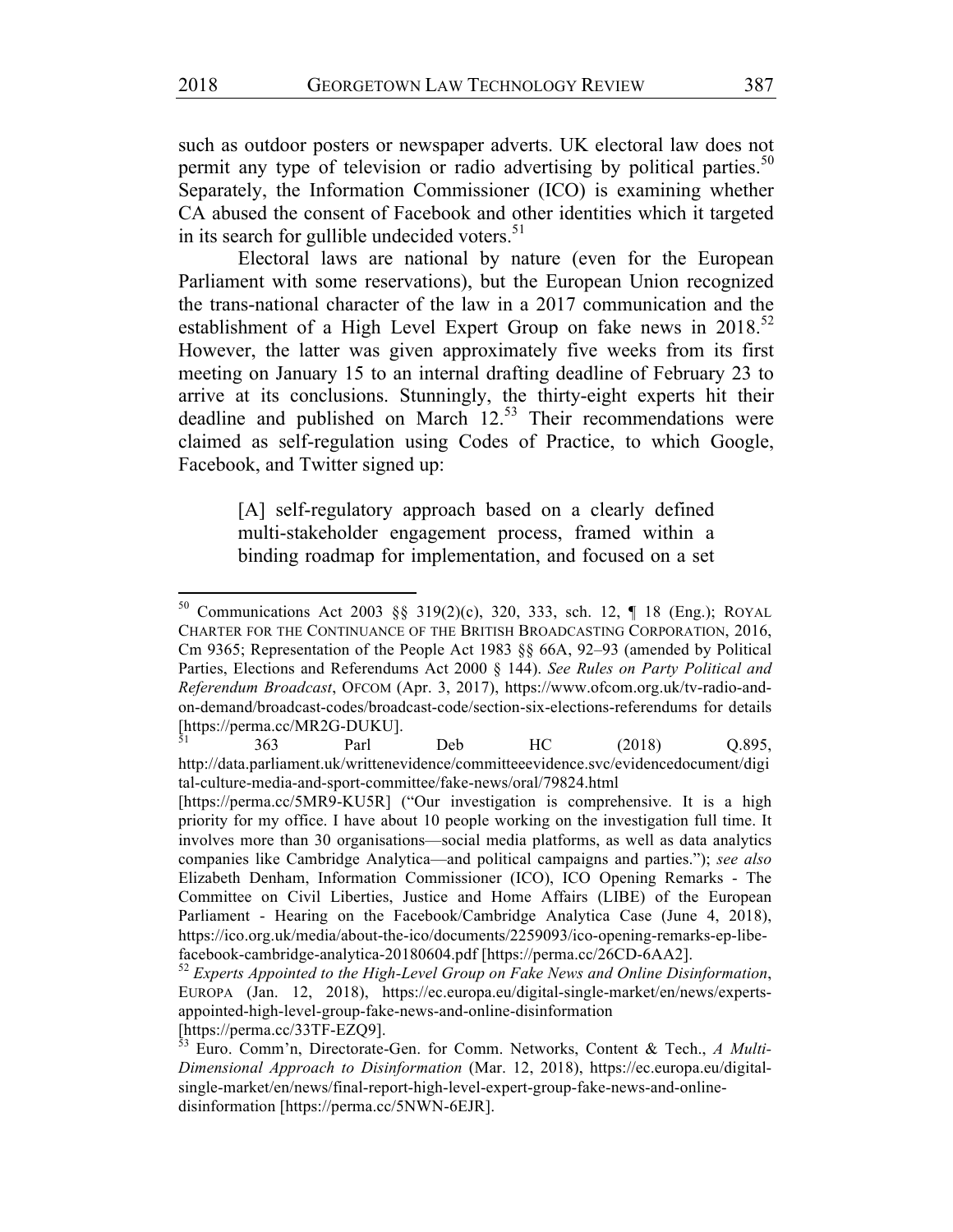such as outdoor posters or newspaper adverts. UK electoral law does not permit any type of television or radio advertising by political parties.[50] Separately, the Information Commissioner (ICO) is examining whether CA abused the consent of Facebook and other identities which it targeted in its search for gullible undecided voters.[51]

Electoral laws are national by nature (even for the European Parliament with some reservations), but the European Union recognized the trans-national character of the law in a 2017 communication and the establishment of a High Level Expert Group on fake news in 2018.[52] However, the latter was given approximately five weeks from its first meeting on January 15 to an internal drafting deadline of February 23 to arrive at its conclusions. Stunningly, the thirty-eight experts hit their deadline and published on March 12.[53] Their recommendations were claimed as self-regulation using Codes of Practice, to which Google, Facebook, and Twitter signed up:

> [A] self-regulatory approach based on a clearly defined multi-stakeholder engagement process, framed within a binding roadmap for implementation, and focused on a set

---

[50] Communications Act 2003 §§ 319(2)(c), 320, 333, sch. 12, ¶ 18 (Eng.); ROYAL CHARTER FOR THE CONTINUANCE OF THE BRITISH BROADCASTING CORPORATION, 2016, Cm 9365; Representation of the People Act 1983 §§ 66A, 92–93 (amended by Political Parties, Elections and Referendums Act 2000 § 144). *See Rules on Party Political and Referendum Broadcast*, OFCOM (Apr. 3, 2017), https://www.ofcom.org.uk/tv-radio-and-on-demand/broadcast-codes/broadcast-code/section-six-elections-referendums for details [https://perma.cc/MR2G-DUKU].

[51] 363 Parl Deb HC (2018) Q.895, http://data.parliament.uk/writtenevidence/committeeevidence.svc/evidencedocument/digital-culture-media-and-sport-committee/fake-news/oral/79824.html [https://perma.cc/5MR9-KU5R] ("Our investigation is comprehensive. It is a high priority for my office. I have about 10 people working on the investigation full time. It involves more than 30 organisations—social media platforms, as well as data analytics companies like Cambridge Analytica—and political campaigns and parties."); *see also* Elizabeth Denham, Information Commissioner (ICO), ICO Opening Remarks - The Committee on Civil Liberties, Justice and Home Affairs (LIBE) of the European Parliament - Hearing on the Facebook/Cambridge Analytica Case (June 4, 2018), https://ico.org.uk/media/about-the-ico/documents/2259093/ico-opening-remarks-ep-libe-facebook-cambridge-analytica-20180604.pdf [https://perma.cc/26CD-6AA2].

[52] *Experts Appointed to the High-Level Group on Fake News and Online Disinformation*, EUROPA (Jan. 12, 2018), https://ec.europa.eu/digital-single-market/en/news/experts-appointed-high-level-group-fake-news-and-online-disinformation [https://perma.cc/33TF-EZQ9].

[53] Euro. Comm'n, Directorate-Gen. for Comm. Networks, Content & Tech., *A Multi-Dimensional Approach to Disinformation* (Mar. 12, 2018), https://ec.europa.eu/digital-single-market/en/news/final-report-high-level-expert-group-fake-news-and-online-disinformation [https://perma.cc/5NWN-6EJR].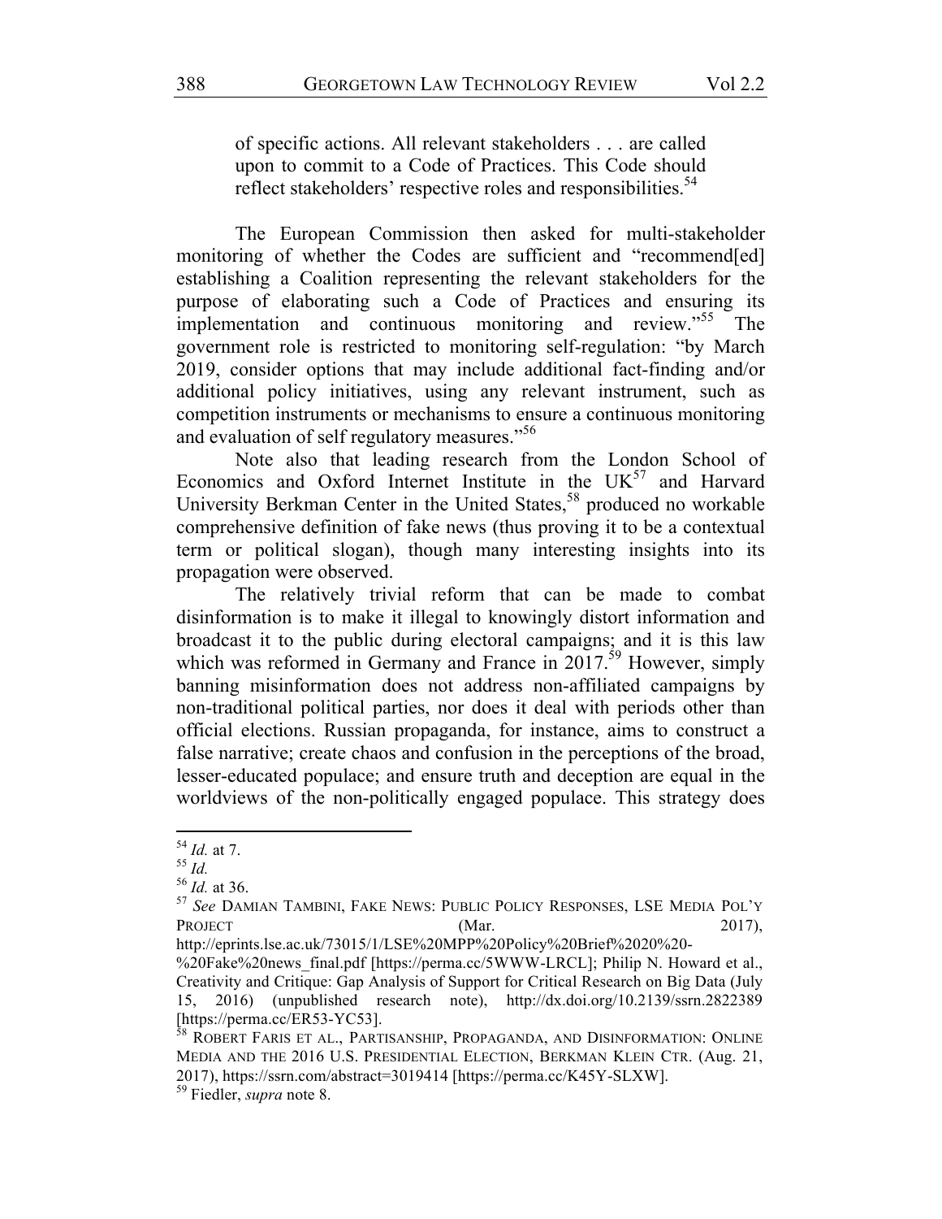> of specific actions. All relevant stakeholders . . . are called upon to commit to a Code of Practices. This Code should reflect stakeholders' respective roles and responsibilities.[54]

The European Commission then asked for multi-stakeholder monitoring of whether the Codes are sufficient and "recommend[ed] establishing a Coalition representing the relevant stakeholders for the purpose of elaborating such a Code of Practices and ensuring its implementation and continuous monitoring and review."[55] The government role is restricted to monitoring self-regulation: "by March 2019, consider options that may include additional fact-finding and/or additional policy initiatives, using any relevant instrument, such as competition instruments or mechanisms to ensure a continuous monitoring and evaluation of self regulatory measures."[56]

Note also that leading research from the London School of Economics and Oxford Internet Institute in the UK[57] and Harvard University Berkman Center in the United States,[58] produced no workable comprehensive definition of fake news (thus proving it to be a contextual term or political slogan), though many interesting insights into its propagation were observed.

The relatively trivial reform that can be made to combat disinformation is to make it illegal to knowingly distort information and broadcast it to the public during electoral campaigns; and it is this law which was reformed in Germany and France in 2017.[59] However, simply banning misinformation does not address non-affiliated campaigns by non-traditional political parties, nor does it deal with periods other than official elections. Russian propaganda, for instance, aims to construct a false narrative; create chaos and confusion in the perceptions of the broad, lesser-educated populace; and ensure truth and deception are equal in the worldviews of the non-politically engaged populace. This strategy does

---

[54] *Id.* at 7.

[55] *Id.*

[56] *Id.* at 36.

[57] *See* DAMIAN TAMBINI, FAKE NEWS: PUBLIC POLICY RESPONSES, LSE MEDIA POL'Y PROJECT (Mar. 2017), http://eprints.lse.ac.uk/73015/1/LSE%20MPP%20Policy%20Brief%2020%20-%20Fake%20news_final.pdf [https://perma.cc/5WWW-LRCL]; Philip N. Howard et al., Creativity and Critique: Gap Analysis of Support for Critical Research on Big Data (July 15, 2016) (unpublished research note), http://dx.doi.org/10.2139/ssrn.2822389 [https://perma.cc/ER53-YC53].

[58] ROBERT FARIS ET AL., PARTISANSHIP, PROPAGANDA, AND DISINFORMATION: ONLINE MEDIA AND THE 2016 U.S. PRESIDENTIAL ELECTION, BERKMAN KLEIN CTR. (Aug. 21, 2017), https://ssrn.com/abstract=3019414 [https://perma.cc/K45Y-SLXW].

[59] Fiedler, *supra* note 8.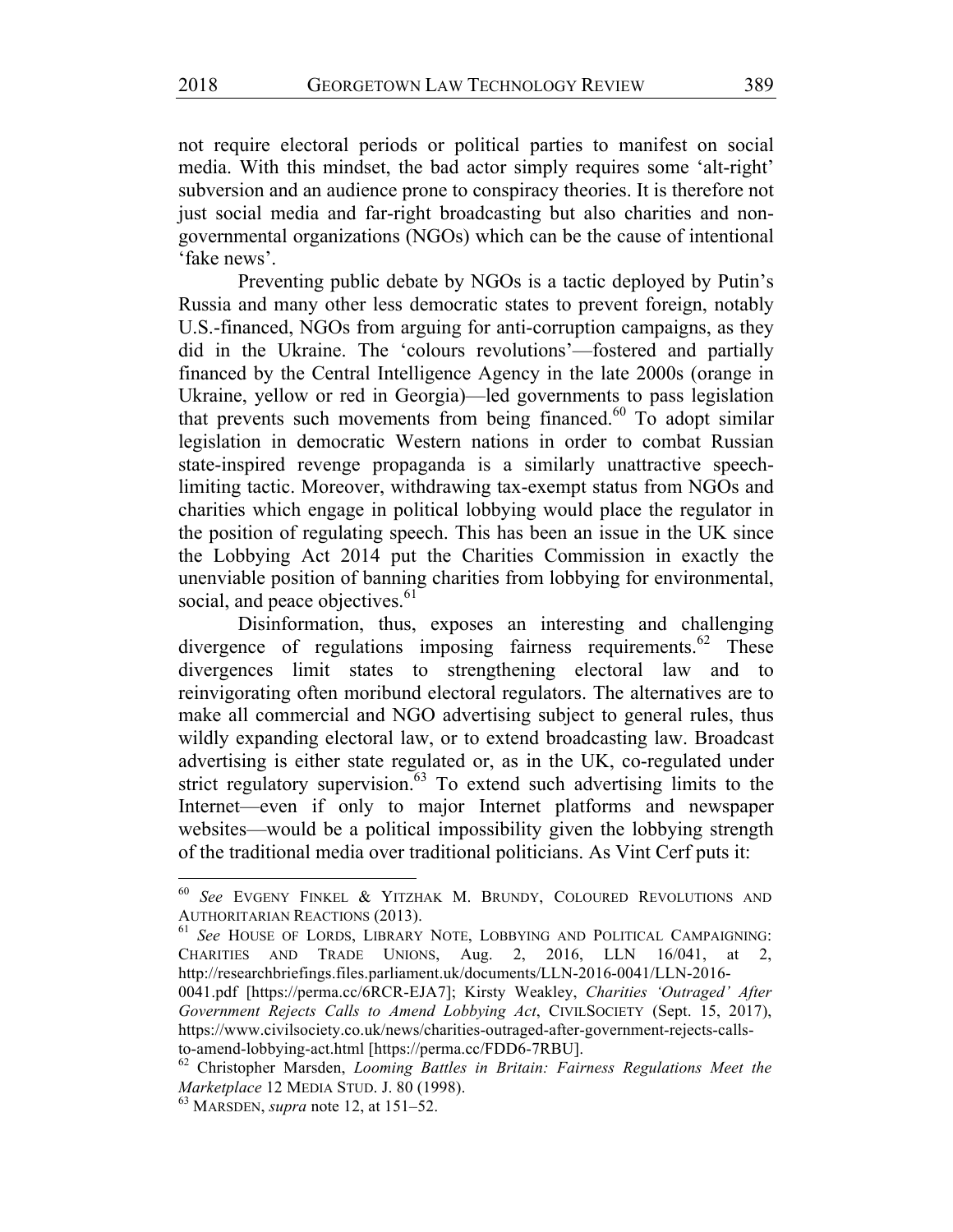not require electoral periods or political parties to manifest on social media. With this mindset, the bad actor simply requires some 'alt-right' subversion and an audience prone to conspiracy theories. It is therefore not just social media and far-right broadcasting but also charities and non-governmental organizations (NGOs) which can be the cause of intentional 'fake news'.

Preventing public debate by NGOs is a tactic deployed by Putin's Russia and many other less democratic states to prevent foreign, notably U.S.-financed, NGOs from arguing for anti-corruption campaigns, as they did in the Ukraine. The 'colours revolutions'—fostered and partially financed by the Central Intelligence Agency in the late 2000s (orange in Ukraine, yellow or red in Georgia)—led governments to pass legislation that prevents such movements from being financed.[60] To adopt similar legislation in democratic Western nations in order to combat Russian state-inspired revenge propaganda is a similarly unattractive speech-limiting tactic. Moreover, withdrawing tax-exempt status from NGOs and charities which engage in political lobbying would place the regulator in the position of regulating speech. This has been an issue in the UK since the Lobbying Act 2014 put the Charities Commission in exactly the unenviable position of banning charities from lobbying for environmental, social, and peace objectives.[61]

Disinformation, thus, exposes an interesting and challenging divergence of regulations imposing fairness requirements.[62] These divergences limit states to strengthening electoral law and to reinvigorating often moribund electoral regulators. The alternatives are to make all commercial and NGO advertising subject to general rules, thus wildly expanding electoral law, or to extend broadcasting law. Broadcast advertising is either state regulated or, as in the UK, co-regulated under strict regulatory supervision.[63] To extend such advertising limits to the Internet—even if only to major Internet platforms and newspaper websites—would be a political impossibility given the lobbying strength of the traditional media over traditional politicians. As Vint Cerf puts it:

---

[60] *See* EVGENY FINKEL & YITZHAK M. BRUNDY, COLOURED REVOLUTIONS AND AUTHORITARIAN REACTIONS (2013).

[61] *See* HOUSE OF LORDS, LIBRARY NOTE, LOBBYING AND POLITICAL CAMPAIGNING: CHARITIES AND TRADE UNIONS, Aug. 2, 2016, LLN 16/041, at 2, http://researchbriefings.files.parliament.uk/documents/LLN-2016-0041/LLN-2016-0041.pdf [https://perma.cc/6RCR-EJA7]; Kirsty Weakley, *Charities 'Outraged' After Government Rejects Calls to Amend Lobbying Act*, CIVILSOCIETY (Sept. 15, 2017), https://www.civilsociety.co.uk/news/charities-outraged-after-government-rejects-calls-to-amend-lobbying-act.html [https://perma.cc/FDD6-7RBU].

[62] Christopher Marsden, *Looming Battles in Britain: Fairness Regulations Meet the Marketplace* 12 MEDIA STUD. J. 80 (1998).

[63] MARSDEN, *supra* note 12, at 151–52.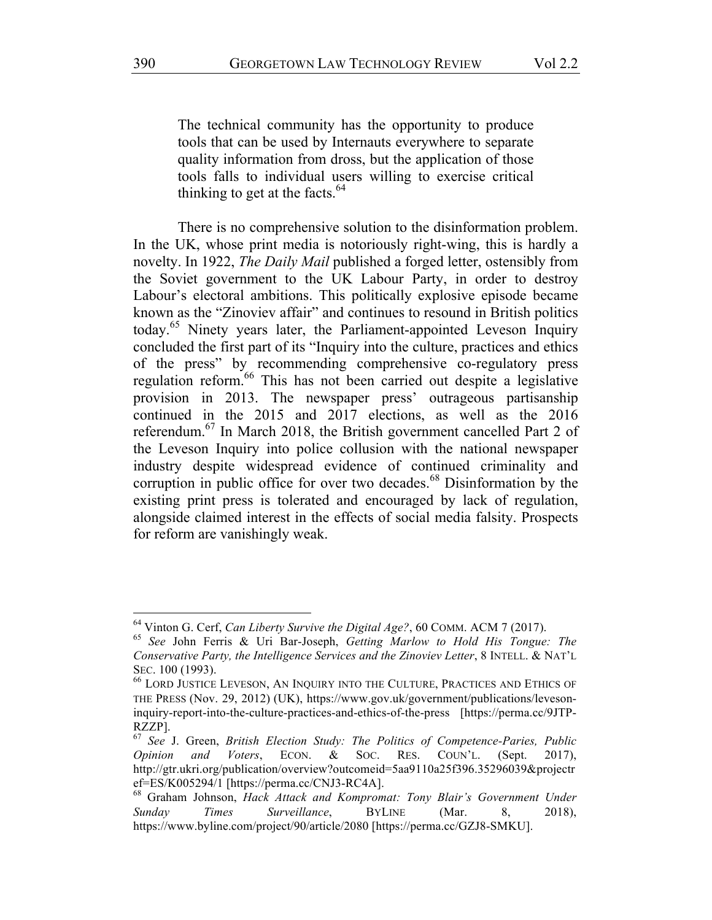> The technical community has the opportunity to produce tools that can be used by Internauts everywhere to separate quality information from dross, but the application of those tools falls to individual users willing to exercise critical thinking to get at the facts.[64]

There is no comprehensive solution to the disinformation problem. In the UK, whose print media is notoriously right-wing, this is hardly a novelty. In 1922, *The Daily Mail* published a forged letter, ostensibly from the Soviet government to the UK Labour Party, in order to destroy Labour's electoral ambitions. This politically explosive episode became known as the "Zinoviev affair" and continues to resound in British politics today.[65] Ninety years later, the Parliament-appointed Leveson Inquiry concluded the first part of its "Inquiry into the culture, practices and ethics of the press" by recommending comprehensive co-regulatory press regulation reform.[66] This has not been carried out despite a legislative provision in 2013. The newspaper press' outrageous partisanship continued in the 2015 and 2017 elections, as well as the 2016 referendum.[67] In March 2018, the British government cancelled Part 2 of the Leveson Inquiry into police collusion with the national newspaper industry despite widespread evidence of continued criminality and corruption in public office for over two decades.[68] Disinformation by the existing print press is tolerated and encouraged by lack of regulation, alongside claimed interest in the effects of social media falsity. Prospects for reform are vanishingly weak.

---

[64] Vinton G. Cerf, *Can Liberty Survive the Digital Age?*, 60 COMM. ACM 7 (2017).

[65] *See* John Ferris & Uri Bar-Joseph, *Getting Marlow to Hold His Tongue: The Conservative Party, the Intelligence Services and the Zinoviev Letter*, 8 INTELL. & NAT'L SEC. 100 (1993).

[66] LORD JUSTICE LEVESON, AN INQUIRY INTO THE CULTURE, PRACTICES AND ETHICS OF THE PRESS (Nov. 29, 2012) (UK), https://www.gov.uk/government/publications/leveson-inquiry-report-into-the-culture-practices-and-ethics-of-the-press [https://perma.cc/9JTP-RZZP].

[67] *See* J. Green, *British Election Study: The Politics of Competence-Paries, Public Opinion and Voters*, ECON. & SOC. RES. COUN'L. (Sept. 2017), http://gtr.ukri.org/publication/overview?outcomeid=5aa9110a25f396.35296039&projectref=ES/K005294/1 [https://perma.cc/CNJ3-RC4A].

[68] Graham Johnson, *Hack Attack and Kompromat: Tony Blair's Government Under Sunday Times Surveillance*, BYLINE (Mar. 8, 2018), https://www.byline.com/project/90/article/2080 [https://perma.cc/GZJ8-SMKU].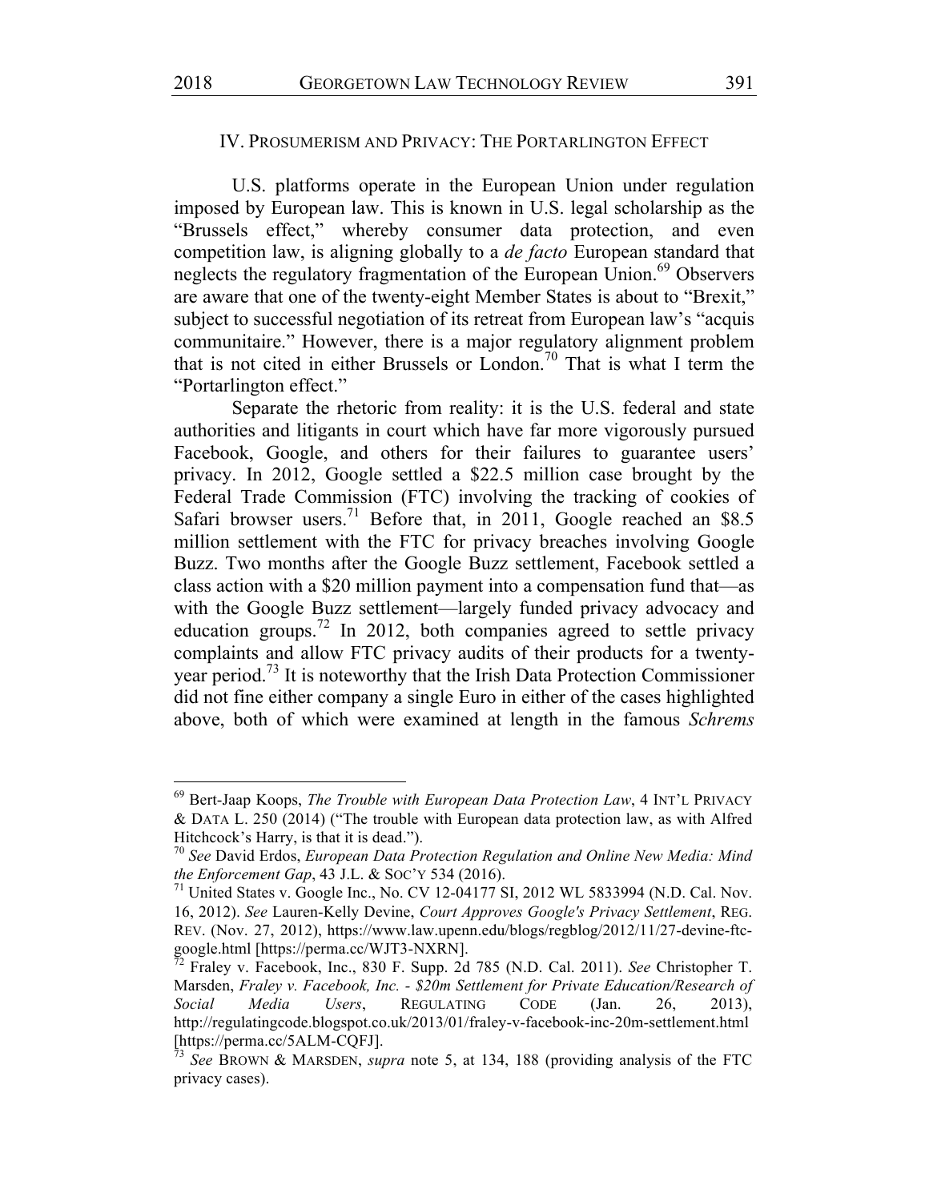## IV. PROSUMERISM AND PRIVACY: THE PORTARLINGTON EFFECT

U.S. platforms operate in the European Union under regulation imposed by European law. This is known in U.S. legal scholarship as the "Brussels effect," whereby consumer data protection, and even competition law, is aligning globally to a *de facto* European standard that neglects the regulatory fragmentation of the European Union.[69] Observers are aware that one of the twenty-eight Member States is about to "Brexit," subject to successful negotiation of its retreat from European law's "acquis communitaire." However, there is a major regulatory alignment problem that is not cited in either Brussels or London.[70] That is what I term the "Portarlington effect."

Separate the rhetoric from reality: it is the U.S. federal and state authorities and litigants in court which have far more vigorously pursued Facebook, Google, and others for their failures to guarantee users' privacy. In 2012, Google settled a $22.5 million case brought by the Federal Trade Commission (FTC) involving the tracking of cookies of Safari browser users.[71] Before that, in 2011, Google reached an $8.5 million settlement with the FTC for privacy breaches involving Google Buzz. Two months after the Google Buzz settlement, Facebook settled a class action with a $20 million payment into a compensation fund that—as with the Google Buzz settlement—largely funded privacy advocacy and education groups.[72] In 2012, both companies agreed to settle privacy complaints and allow FTC privacy audits of their products for a twenty-year period.[73] It is noteworthy that the Irish Data Protection Commissioner did not fine either company a single Euro in either of the cases highlighted above, both of which were examined at length in the famous *Schrems*

---

[69] Bert-Jaap Koops, *The Trouble with European Data Protection Law*, 4 INT'L PRIVACY & DATA L. 250 (2014) ("The trouble with European data protection law, as with Alfred Hitchcock's Harry, is that it is dead.").

[70] *See* David Erdos, *European Data Protection Regulation and Online New Media: Mind the Enforcement Gap*, 43 J.L. & SOC'Y 534 (2016).

[71] United States v. Google Inc., No. CV 12-04177 SI, 2012 WL 5833994 (N.D. Cal. Nov. 16, 2012). *See* Lauren-Kelly Devine, *Court Approves Google's Privacy Settlement*, REG. REV. (Nov. 27, 2012), https://www.law.upenn.edu/blogs/regblog/2012/11/27-devine-ftc-google.html [https://perma.cc/WJT3-NXRN].

[72] Fraley v. Facebook, Inc., 830 F. Supp. 2d 785 (N.D. Cal. 2011). *See* Christopher T. Marsden, *Fraley v. Facebook, Inc. - $20m Settlement for Private Education/Research of Social Media Users*, REGULATING CODE (Jan. 26, 2013), http://regulatingcode.blogspot.co.uk/2013/01/fraley-v-facebook-inc-20m-settlement.html [https://perma.cc/5ALM-CQFJ].

[73] *See* BROWN & MARSDEN, *supra* note 5, at 134, 188 (providing analysis of the FTC privacy cases).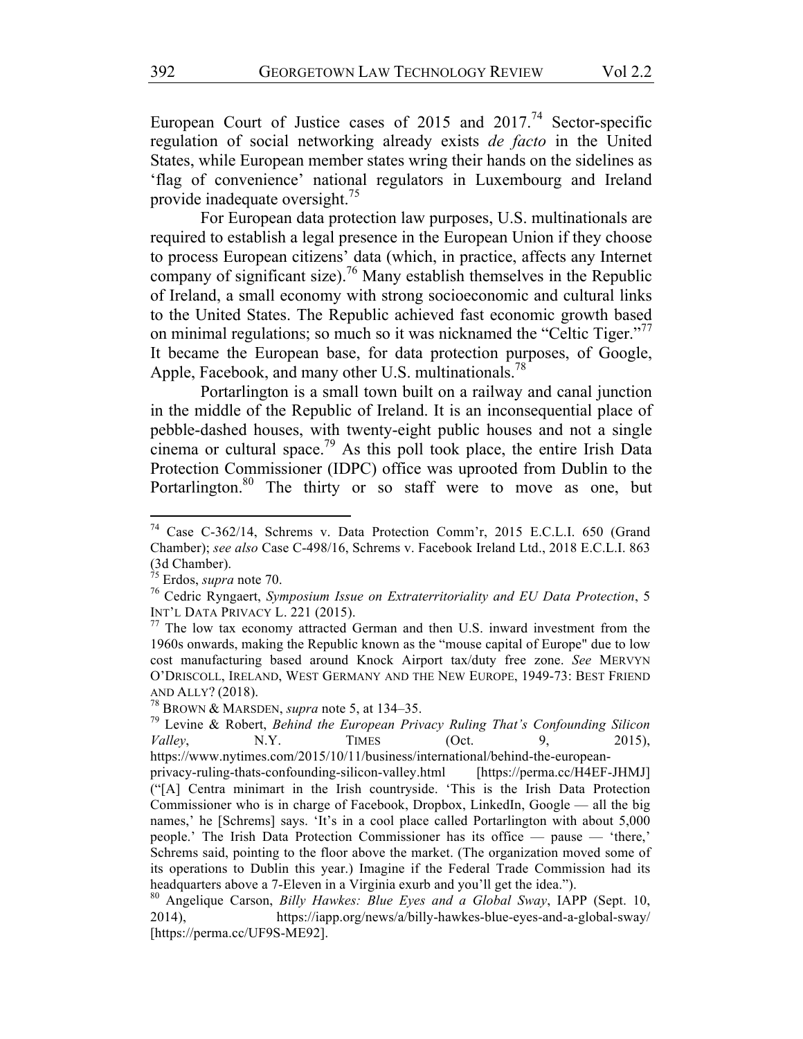European Court of Justice cases of 2015 and 2017.[74] Sector-specific regulation of social networking already exists *de facto* in the United States, while European member states wring their hands on the sidelines as 'flag of convenience' national regulators in Luxembourg and Ireland provide inadequate oversight.[75]

For European data protection law purposes, U.S. multinationals are required to establish a legal presence in the European Union if they choose to process European citizens' data (which, in practice, affects any Internet company of significant size).[76] Many establish themselves in the Republic of Ireland, a small economy with strong socioeconomic and cultural links to the United States. The Republic achieved fast economic growth based on minimal regulations; so much so it was nicknamed the "Celtic Tiger."[77] It became the European base, for data protection purposes, of Google, Apple, Facebook, and many other U.S. multinationals.[78]

Portarlington is a small town built on a railway and canal junction in the middle of the Republic of Ireland. It is an inconsequential place of pebble-dashed houses, with twenty-eight public houses and not a single cinema or cultural space.[79] As this poll took place, the entire Irish Data Protection Commissioner (IDPC) office was uprooted from Dublin to the Portarlington.[80] The thirty or so staff were to move as one, but

---

[74] Case C-362/14, Schrems v. Data Protection Comm'r, 2015 E.C.L.I. 650 (Grand Chamber); *see also* Case C-498/16, Schrems v. Facebook Ireland Ltd., 2018 E.C.L.I. 863 (3d Chamber).

[75] Erdos, *supra* note 70.

[76] Cedric Ryngaert, *Symposium Issue on Extraterritoriality and EU Data Protection*, 5 INT'L DATA PRIVACY L. 221 (2015).

[77] The low tax economy attracted German and then U.S. inward investment from the 1960s onwards, making the Republic known as the "mouse capital of Europe" due to low cost manufacturing based around Knock Airport tax/duty free zone. *See* MERVYN O'DRISCOLL, IRELAND, WEST GERMANY AND THE NEW EUROPE, 1949-73: BEST FRIEND AND ALLY? (2018).

[78] BROWN & MARSDEN, *supra* note 5, at 134–35.

[79] Levine & Robert, *Behind the European Privacy Ruling That's Confounding Silicon Valley*, N.Y. TIMES (Oct. 9, 2015), https://www.nytimes.com/2015/10/11/business/international/behind-the-european-privacy-ruling-thats-confounding-silicon-valley.html [https://perma.cc/H4EF-JHMJ] ("[A] Centra minimart in the Irish countryside. 'This is the Irish Data Protection Commissioner who is in charge of Facebook, Dropbox, LinkedIn, Google — all the big names,' he [Schrems] says. 'It's in a cool place called Portarlington with about 5,000 people.' The Irish Data Protection Commissioner has its office — pause — 'there,' Schrems said, pointing to the floor above the market. (The organization moved some of its operations to Dublin this year.) Imagine if the Federal Trade Commission had its headquarters above a 7-Eleven in a Virginia exurb and you'll get the idea.").

[80] Angelique Carson, *Billy Hawkes: Blue Eyes and a Global Sway*, IAPP (Sept. 10, 2014), https://iapp.org/news/a/billy-hawkes-blue-eyes-and-a-global-sway/ [https://perma.cc/UF9S-ME92].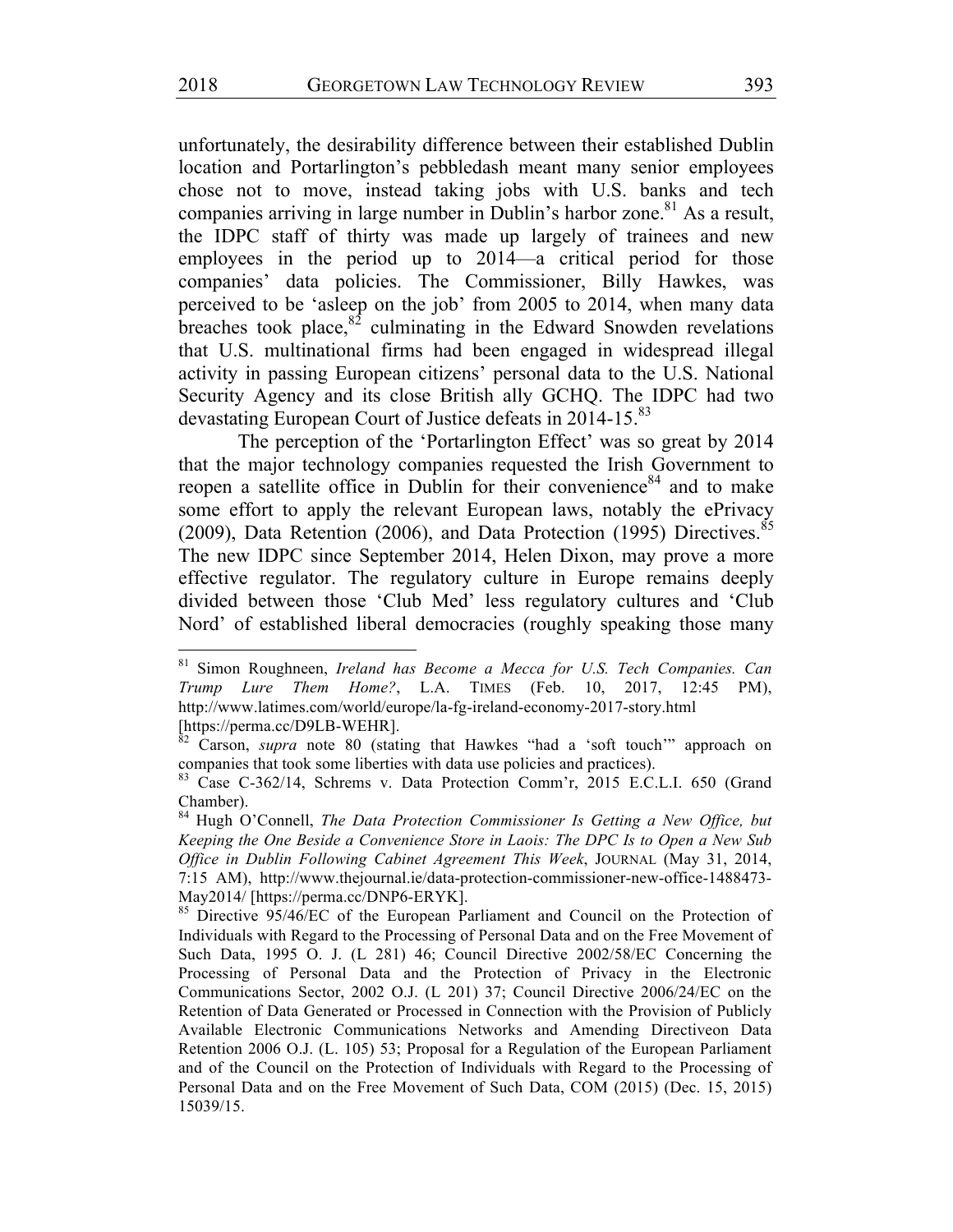unfortunately, the desirability difference between their established Dublin location and Portarlington's pebbledash meant many senior employees chose not to move, instead taking jobs with U.S. banks and tech companies arriving in large number in Dublin's harbor zone.[81] As a result, the IDPC staff of thirty was made up largely of trainees and new employees in the period up to 2014—a critical period for those companies' data policies. The Commissioner, Billy Hawkes, was perceived to be 'asleep on the job' from 2005 to 2014, when many data breaches took place,[82] culminating in the Edward Snowden revelations that U.S. multinational firms had been engaged in widespread illegal activity in passing European citizens' personal data to the U.S. National Security Agency and its close British ally GCHQ. The IDPC had two devastating European Court of Justice defeats in 2014-15.[83]

The perception of the 'Portarlington Effect' was so great by 2014 that the major technology companies requested the Irish Government to reopen a satellite office in Dublin for their convenience[84] and to make some effort to apply the relevant European laws, notably the ePrivacy (2009), Data Retention (2006), and Data Protection (1995) Directives.[85] The new IDPC since September 2014, Helen Dixon, may prove a more effective regulator. The regulatory culture in Europe remains deeply divided between those 'Club Med' less regulatory cultures and 'Club Nord' of established liberal democracies (roughly speaking those many

---

[81] Simon Roughneen, *Ireland has Become a Mecca for U.S. Tech Companies. Can Trump Lure Them Home?*, L.A. TIMES (Feb. 10, 2017, 12:45 PM), http://www.latimes.com/world/europe/la-fg-ireland-economy-2017-story.html [https://perma.cc/D9LB-WEHR].

[82] Carson, *supra* note 80 (stating that Hawkes "had a 'soft touch'" approach on companies that took some liberties with data use policies and practices).

[83] Case C-362/14, Schrems v. Data Protection Comm'r, 2015 E.C.L.I. 650 (Grand Chamber).

[84] Hugh O'Connell, *The Data Protection Commissioner Is Getting a New Office, but Keeping the One Beside a Convenience Store in Laois: The DPC Is to Open a New Sub Office in Dublin Following Cabinet Agreement This Week*, JOURNAL (May 31, 2014, 7:15 AM), http://www.thejournal.ie/data-protection-commissioner-new-office-1488473-May2014/ [https://perma.cc/DNP6-ERYK].

[85] Directive 95/46/EC of the European Parliament and Council on the Protection of Individuals with Regard to the Processing of Personal Data and on the Free Movement of Such Data, 1995 O. J. (L 281) 46; Council Directive 2002/58/EC Concerning the Processing of Personal Data and the Protection of Privacy in the Electronic Communications Sector, 2002 O.J. (L 201) 37; Council Directive 2006/24/EC on the Retention of Data Generated or Processed in Connection with the Provision of Publicly Available Electronic Communications Networks and Amending Directiveon Data Retention 2006 O.J. (L. 105) 53; Proposal for a Regulation of the European Parliament and of the Council on the Protection of Individuals with Regard to the Processing of Personal Data and on the Free Movement of Such Data, COM (2015) (Dec. 15, 2015) 15039/15.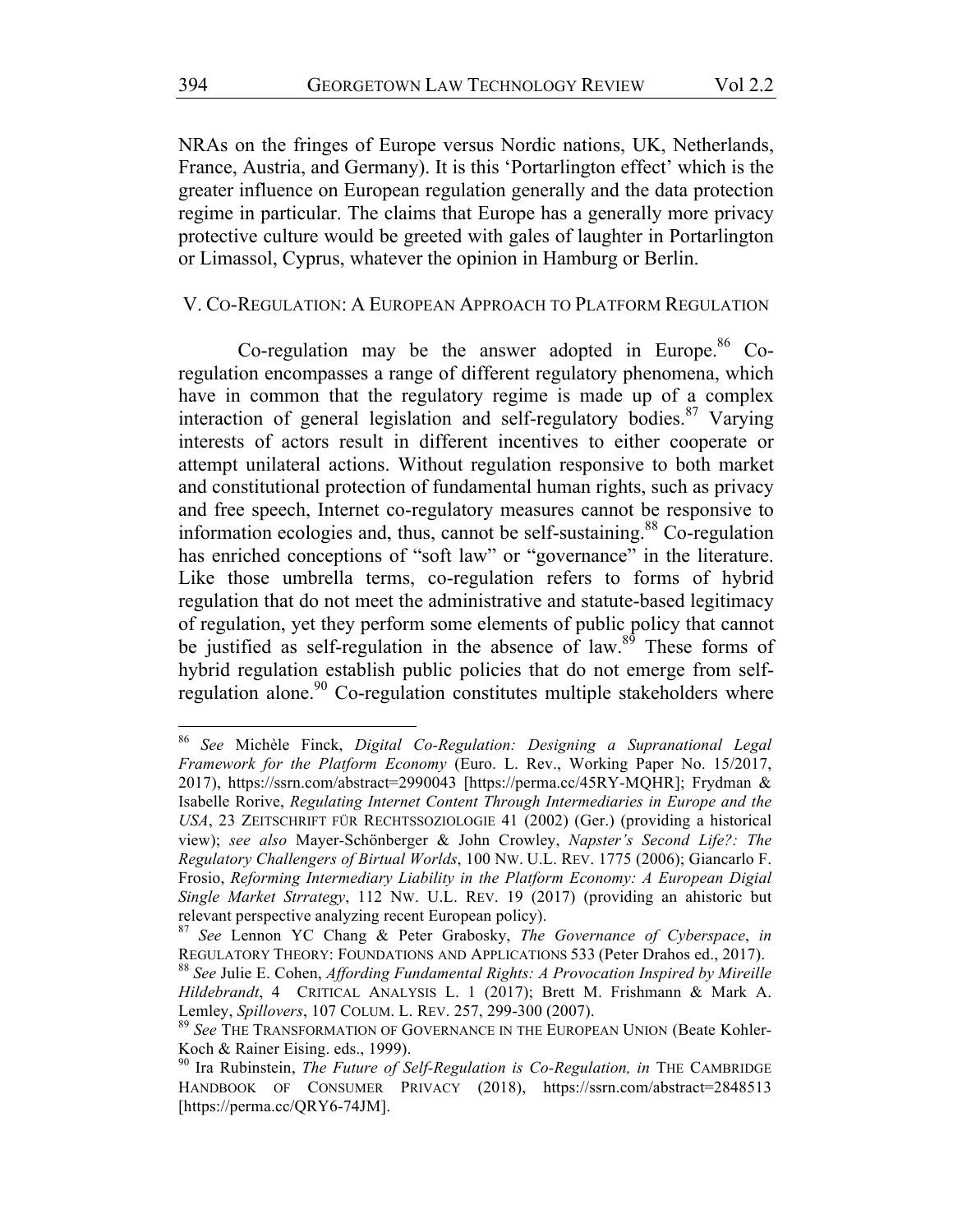NRAs on the fringes of Europe versus Nordic nations, UK, Netherlands, France, Austria, and Germany). It is this 'Portarlington effect' which is the greater influence on European regulation generally and the data protection regime in particular. The claims that Europe has a generally more privacy protective culture would be greeted with gales of laughter in Portarlington or Limassol, Cyprus, whatever the opinion in Hamburg or Berlin.

## V. Co-Regulation: A European Approach to Platform Regulation

Co-regulation may be the answer adopted in Europe.[86] Co-regulation encompasses a range of different regulatory phenomena, which have in common that the regulatory regime is made up of a complex interaction of general legislation and self-regulatory bodies.[87] Varying interests of actors result in different incentives to either cooperate or attempt unilateral actions. Without regulation responsive to both market and constitutional protection of fundamental human rights, such as privacy and free speech, Internet co-regulatory measures cannot be responsive to information ecologies and, thus, cannot be self-sustaining.[88] Co-regulation has enriched conceptions of "soft law" or "governance" in the literature. Like those umbrella terms, co-regulation refers to forms of hybrid regulation that do not meet the administrative and statute-based legitimacy of regulation, yet they perform some elements of public policy that cannot be justified as self-regulation in the absence of law.[89] These forms of hybrid regulation establish public policies that do not emerge from self-regulation alone.[90] Co-regulation constitutes multiple stakeholders where

---

[86] *See* Michèle Finck, *Digital Co-Regulation: Designing a Supranational Legal Framework for the Platform Economy* (Euro. L. Rev., Working Paper No. 15/2017, 2017), https://ssrn.com/abstract=2990043 [https://perma.cc/45RY-MQHR]; Frydman & Isabelle Rorive, *Regulating Internet Content Through Intermediaries in Europe and the USA*, 23 Zeitschrift für Rechtssoziologie 41 (2002) (Ger.) (providing a historical view); *see also* Mayer-Schönberger & John Crowley, *Napster's Second Life?: The Regulatory Challengers of Birtual Worlds*, 100 Nw. U.L. Rev. 1775 (2006); Giancarlo F. Frosio, *Reforming Intermediary Liability in the Platform Economy: A European Digial Single Market Strrategy*, 112 Nw. U.L. Rev. 19 (2017) (providing an ahistoric but relevant perspective analyzing recent European policy).

[87] *See* Lennon YC Chang & Peter Grabosky, *The Governance of Cyberspace*, *in* Regulatory Theory: Foundations and Applications 533 (Peter Drahos ed., 2017).

[88] *See* Julie E. Cohen, *Affording Fundamental Rights: A Provocation Inspired by Mireille Hildebrandt*, 4 Critical Analysis L. 1 (2017); Brett M. Frishmann & Mark A. Lemley, *Spillovers*, 107 Colum. L. Rev. 257, 299-300 (2007).

[89] *See* The Transformation of Governance in the European Union (Beate Kohler-Koch & Rainer Eising. eds., 1999).

[90] Ira Rubinstein, *The Future of Self-Regulation is Co-Regulation, in* The Cambridge Handbook of Consumer Privacy (2018), https://ssrn.com/abstract=2848513 [https://perma.cc/QRY6-74JM].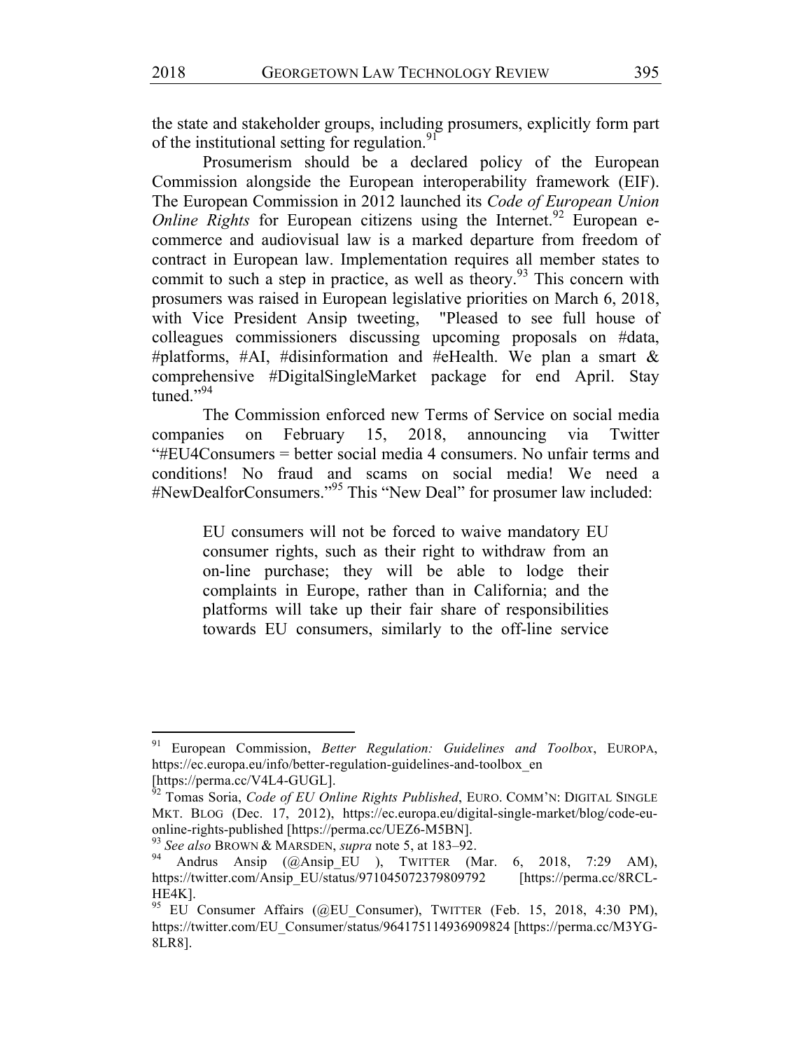the state and stakeholder groups, including prosumers, explicitly form part of the institutional setting for regulation.[91]

Prosumerism should be a declared policy of the European Commission alongside the European interoperability framework (EIF). The European Commission in 2012 launched its *Code of European Union Online Rights* for European citizens using the Internet.[92] European e-commerce and audiovisual law is a marked departure from freedom of contract in European law. Implementation requires all member states to commit to such a step in practice, as well as theory.[93] This concern with prosumers was raised in European legislative priorities on March 6, 2018, with Vice President Ansip tweeting, "Pleased to see full house of colleagues commissioners discussing upcoming proposals on #data, #platforms, #AI, #disinformation and #eHealth. We plan a smart & comprehensive #DigitalSingleMarket package for end April. Stay tuned."[94]

The Commission enforced new Terms of Service on social media companies on February 15, 2018, announcing via Twitter "#EU4Consumers = better social media 4 consumers. No unfair terms and conditions! No fraud and scams on social media! We need a #NewDealforConsumers."[95] This "New Deal" for prosumer law included:

> EU consumers will not be forced to waive mandatory EU consumer rights, such as their right to withdraw from an on-line purchase; they will be able to lodge their complaints in Europe, rather than in California; and the platforms will take up their fair share of responsibilities towards EU consumers, similarly to the off-line service

---

[91] European Commission, *Better Regulation: Guidelines and Toolbox*, EUROPA, https://ec.europa.eu/info/better-regulation-guidelines-and-toolbox_en [https://perma.cc/V4L4-GUGL].

[92] Tomas Soria, *Code of EU Online Rights Published*, EURO. COMM'N: DIGITAL SINGLE MKT. BLOG (Dec. 17, 2012), https://ec.europa.eu/digital-single-market/blog/code-eu-online-rights-published [https://perma.cc/UEZ6-M5BN].

[93] *See also* BROWN & MARSDEN, *supra* note 5, at 183–92.

[94] Andrus Ansip (@Ansip_EU ), TWITTER (Mar. 6, 2018, 7:29 AM), https://twitter.com/Ansip_EU/status/971045072379809792 [https://perma.cc/8RCL-HE4K].

[95] EU Consumer Affairs (@EU_Consumer), TWITTER (Feb. 15, 2018, 4:30 PM), https://twitter.com/EU_Consumer/status/964175114936909824 [https://perma.cc/M3YG-8LR8].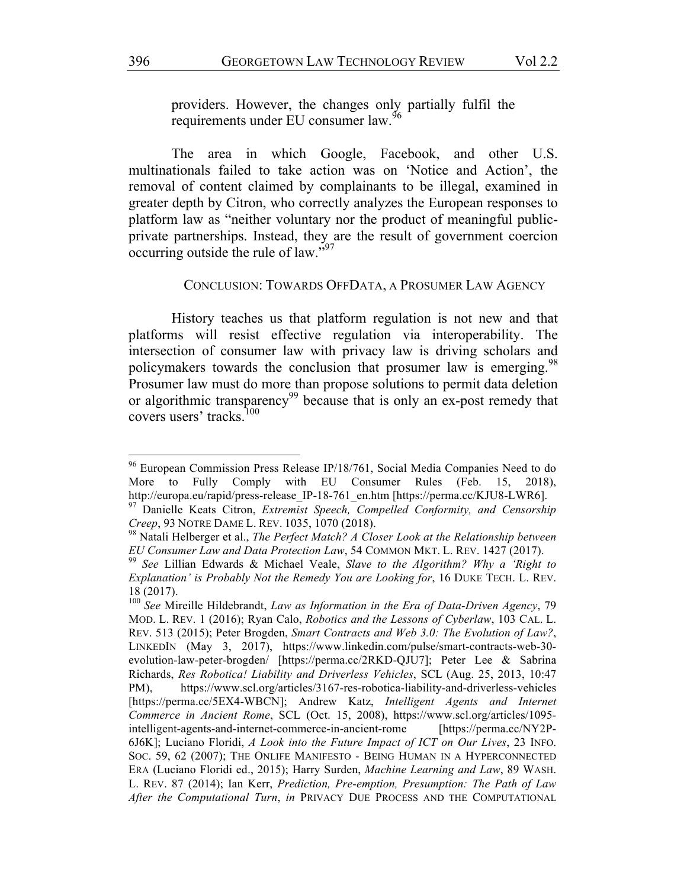providers. However, the changes only partially fulfil the requirements under EU consumer law.[96]

The area in which Google, Facebook, and other U.S. multinationals failed to take action was on 'Notice and Action', the removal of content claimed by complainants to be illegal, examined in greater depth by Citron, who correctly analyzes the European responses to platform law as "neither voluntary nor the product of meaningful public-private partnerships. Instead, they are the result of government coercion occurring outside the rule of law."[97]

## CONCLUSION: TOWARDS OFFDATA, A PROSUMER LAW AGENCY

History teaches us that platform regulation is not new and that platforms will resist effective regulation via interoperability. The intersection of consumer law with privacy law is driving scholars and policymakers towards the conclusion that prosumer law is emerging.[98] Prosumer law must do more than propose solutions to permit data deletion or algorithmic transparency[99] because that is only an ex-post remedy that covers users' tracks.[100]

---

[96] European Commission Press Release IP/18/761, Social Media Companies Need to do More to Fully Comply with EU Consumer Rules (Feb. 15, 2018), http://europa.eu/rapid/press-release_IP-18-761_en.htm [https://perma.cc/KJU8-LWR6].

[97] Danielle Keats Citron, *Extremist Speech, Compelled Conformity, and Censorship Creep*, 93 NOTRE DAME L. REV. 1035, 1070 (2018).

[98] Natali Helberger et al., *The Perfect Match? A Closer Look at the Relationship between EU Consumer Law and Data Protection Law*, 54 COMMON MKT. L. REV. 1427 (2017).

[99] *See* Lillian Edwards & Michael Veale, *Slave to the Algorithm? Why a 'Right to Explanation' is Probably Not the Remedy You are Looking for*, 16 DUKE TECH. L. REV. 18 (2017).

[100] *See* Mireille Hildebrandt, *Law as Information in the Era of Data-Driven Agency*, 79 MOD. L. REV. 1 (2016); Ryan Calo, *Robotics and the Lessons of Cyberlaw*, 103 CAL. L. REV. 513 (2015); Peter Brogden, *Smart Contracts and Web 3.0: The Evolution of Law?*, LINKEDIN (May 3, 2017), https://www.linkedin.com/pulse/smart-contracts-web-30-evolution-law-peter-brogden/ [https://perma.cc/2RKD-QJU7]; Peter Lee & Sabrina Richards, *Res Robotica! Liability and Driverless Vehicles*, SCL (Aug. 25, 2013, 10:47 PM), https://www.scl.org/articles/3167-res-robotica-liability-and-driverless-vehicles [https://perma.cc/5EX4-WBCN]; Andrew Katz, *Intelligent Agents and Internet Commerce in Ancient Rome*, SCL (Oct. 15, 2008), https://www.scl.org/articles/1095-intelligent-agents-and-internet-commerce-in-ancient-rome [https://perma.cc/NY2P-6J6K]; Luciano Floridi, *A Look into the Future Impact of ICT on Our Lives*, 23 INFO. SOC. 59, 62 (2007); THE ONLIFE MANIFESTO - BEING HUMAN IN A HYPERCONNECTED ERA (Luciano Floridi ed., 2015); Harry Surden, *Machine Learning and Law*, 89 WASH. L. REV. 87 (2014); Ian Kerr, *Prediction, Pre-emption, Presumption: The Path of Law After the Computational Turn*, *in* PRIVACY DUE PROCESS AND THE COMPUTATIONAL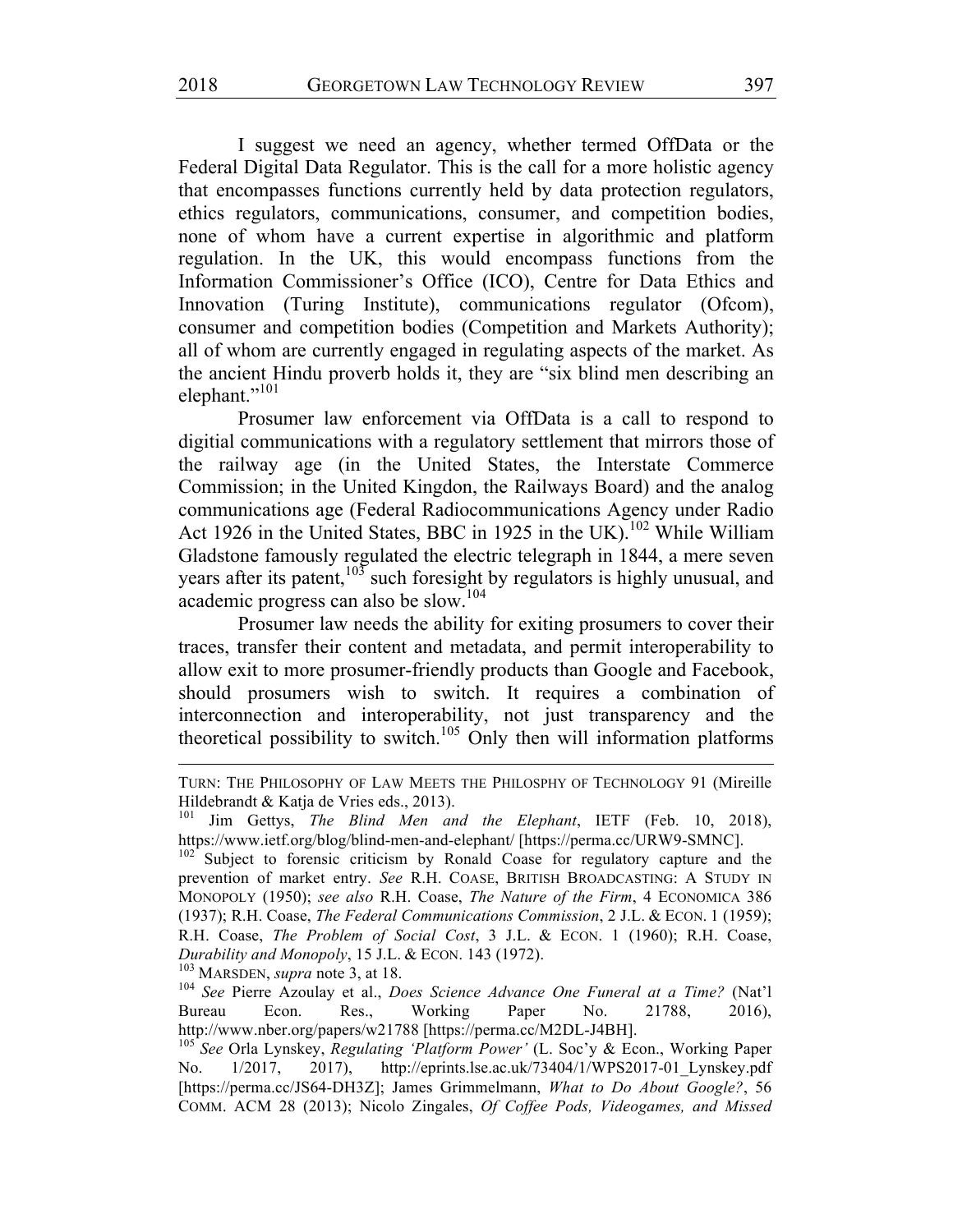I suggest we need an agency, whether termed OffData or the Federal Digital Data Regulator. This is the call for a more holistic agency that encompasses functions currently held by data protection regulators, ethics regulators, communications, consumer, and competition bodies, none of whom have a current expertise in algorithmic and platform regulation. In the UK, this would encompass functions from the Information Commissioner's Office (ICO), Centre for Data Ethics and Innovation (Turing Institute), communications regulator (Ofcom), consumer and competition bodies (Competition and Markets Authority); all of whom are currently engaged in regulating aspects of the market. As the ancient Hindu proverb holds it, they are "six blind men describing an elephant."[101]

Prosumer law enforcement via OffData is a call to respond to digitial communications with a regulatory settlement that mirrors those of the railway age (in the United States, the Interstate Commerce Commission; in the United Kingdon, the Railways Board) and the analog communications age (Federal Radiocommunications Agency under Radio Act 1926 in the United States, BBC in 1925 in the UK).[102] While William Gladstone famously regulated the electric telegraph in 1844, a mere seven years after its patent,[103] such foresight by regulators is highly unusual, and academic progress can also be slow.[104]

Prosumer law needs the ability for exiting prosumers to cover their traces, transfer their content and metadata, and permit interoperability to allow exit to more prosumer-friendly products than Google and Facebook, should prosumers wish to switch. It requires a combination of interconnection and interoperability, not just transparency and the theoretical possibility to switch.[105] Only then will information platforms

---

TURN: THE PHILOSOPHY OF LAW MEETS THE PHILOSPHY OF TECHNOLOGY 91 (Mireille Hildebrandt & Katja de Vries eds., 2013).

[101] Jim Gettys, *The Blind Men and the Elephant*, IETF (Feb. 10, 2018), https://www.ietf.org/blog/blind-men-and-elephant/ [https://perma.cc/URW9-SMNC].

[102] Subject to forensic criticism by Ronald Coase for regulatory capture and the prevention of market entry. *See* R.H. COASE, BRITISH BROADCASTING: A STUDY IN MONOPOLY (1950); *see also* R.H. Coase, *The Nature of the Firm*, 4 ECONOMICA 386 (1937); R.H. Coase, *The Federal Communications Commission*, 2 J.L. & ECON. 1 (1959); R.H. Coase, *The Problem of Social Cost*, 3 J.L. & ECON. 1 (1960); R.H. Coase, *Durability and Monopoly*, 15 J.L. & ECON. 143 (1972).

[103] MARSDEN, *supra* note 3, at 18.

[104] *See* Pierre Azoulay et al., *Does Science Advance One Funeral at a Time?* (Nat'l Bureau Econ. Res., Working Paper No. 21788, 2016), http://www.nber.org/papers/w21788 [https://perma.cc/M2DL-J4BH].

[105] *See* Orla Lynskey, *Regulating 'Platform Power'* (L. Soc'y & Econ., Working Paper No. 1/2017, 2017), http://eprints.lse.ac.uk/73404/1/WPS2017-01_Lynskey.pdf [https://perma.cc/JS64-DH3Z]; James Grimmelmann, *What to Do About Google?*, 56 COMM. ACM 28 (2013); Nicolo Zingales, *Of Coffee Pods, Videogames, and Missed*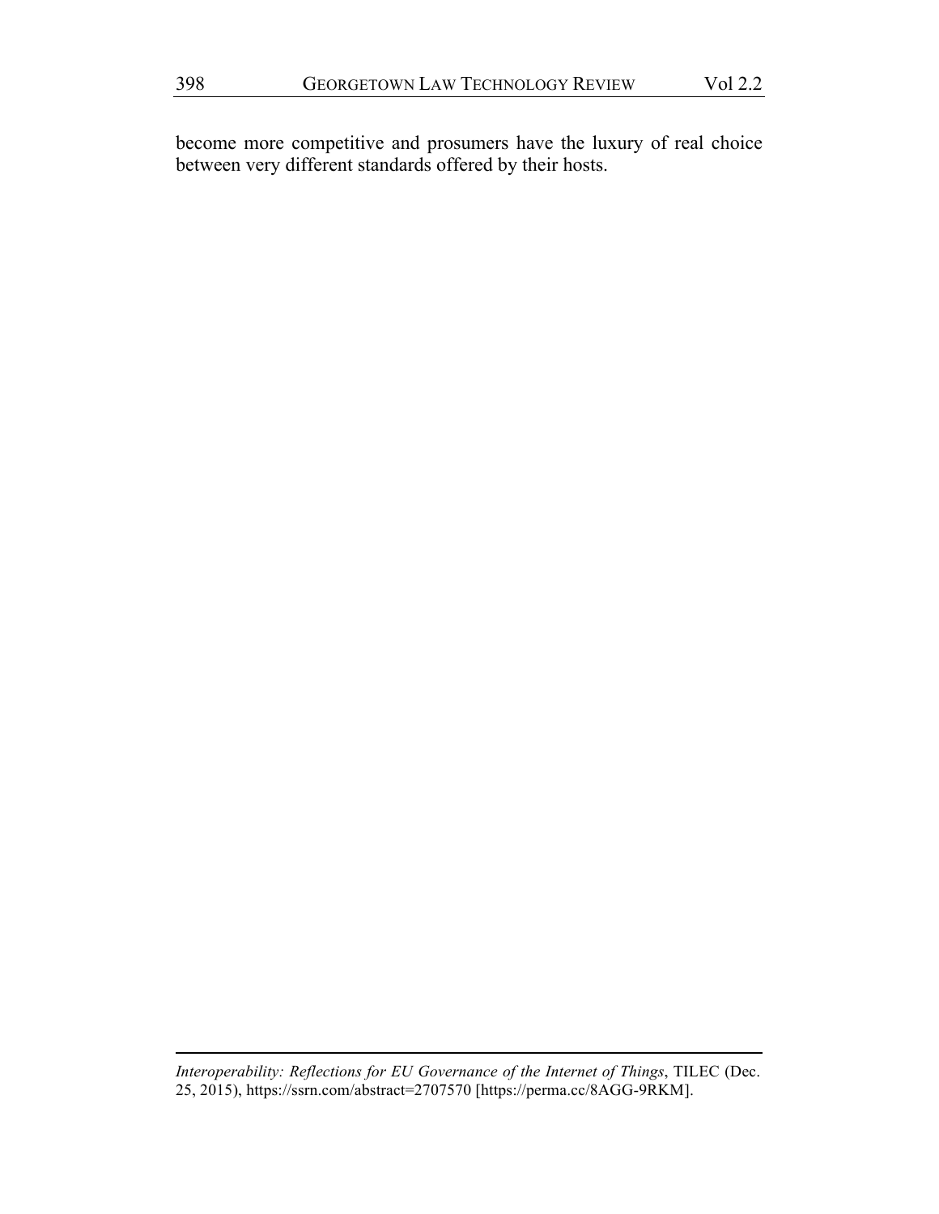become more competitive and prosumers have the luxury of real choice between very different standards offered by their hosts.

---

*Interoperability: Reflections for EU Governance of the Internet of Things*, TILEC (Dec. 25, 2015), https://ssrn.com/abstract=2707570 [https://perma.cc/8AGG-9RKM].